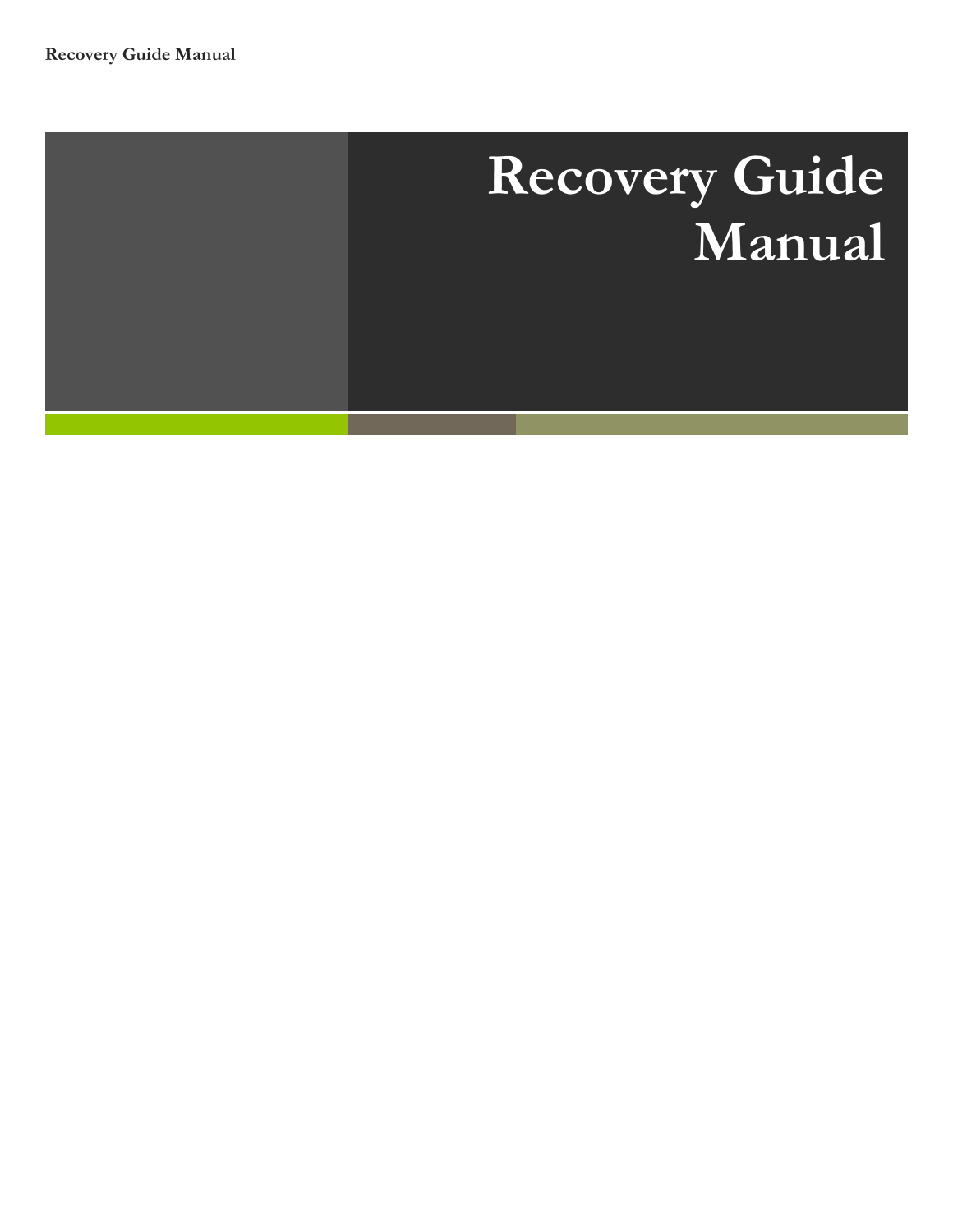# Recovery Guide Manual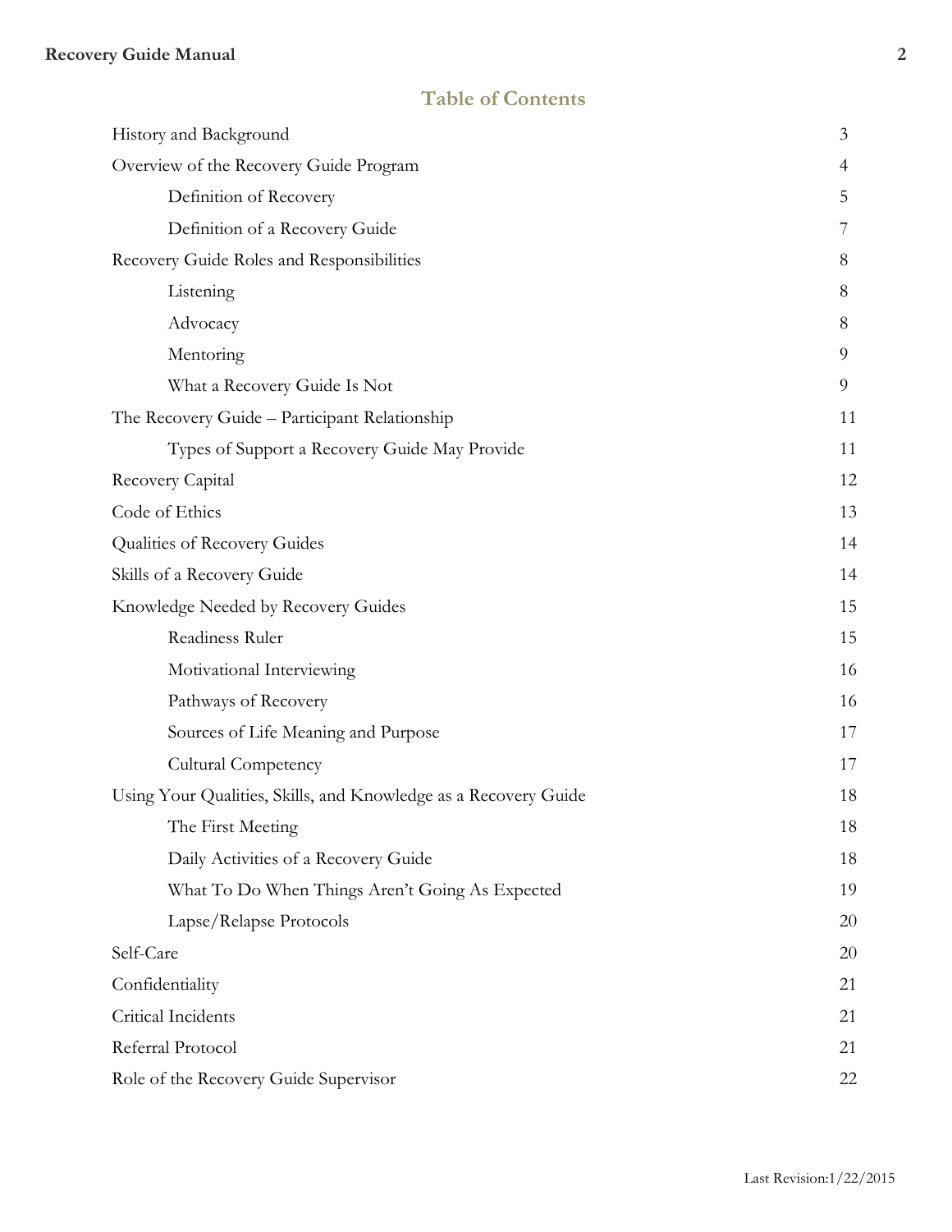## Table of Contents

| | |
|---|---|
| History and Background | 3 |
| Overview of the Recovery Guide Program | 4 |
| &nbsp;&nbsp;&nbsp;&nbsp;Definition of Recovery | 5 |
| &nbsp;&nbsp;&nbsp;&nbsp;Definition of a Recovery Guide | 7 |
| Recovery Guide Roles and Responsibilities | 8 |
| &nbsp;&nbsp;&nbsp;&nbsp;Listening | 8 |
| &nbsp;&nbsp;&nbsp;&nbsp;Advocacy | 8 |
| &nbsp;&nbsp;&nbsp;&nbsp;Mentoring | 9 |
| &nbsp;&nbsp;&nbsp;&nbsp;What a Recovery Guide Is Not | 9 |
| The Recovery Guide – Participant Relationship | 11 |
| &nbsp;&nbsp;&nbsp;&nbsp;Types of Support a Recovery Guide May Provide | 11 |
| Recovery Capital | 12 |
| Code of Ethics | 13 |
| Qualities of Recovery Guides | 14 |
| Skills of a Recovery Guide | 14 |
| Knowledge Needed by Recovery Guides | 15 |
| &nbsp;&nbsp;&nbsp;&nbsp;Readiness Ruler | 15 |
| &nbsp;&nbsp;&nbsp;&nbsp;Motivational Interviewing | 16 |
| &nbsp;&nbsp;&nbsp;&nbsp;Pathways of Recovery | 16 |
| &nbsp;&nbsp;&nbsp;&nbsp;Sources of Life Meaning and Purpose | 17 |
| &nbsp;&nbsp;&nbsp;&nbsp;Cultural Competency | 17 |
| Using Your Qualities, Skills, and Knowledge as a Recovery Guide | 18 |
| &nbsp;&nbsp;&nbsp;&nbsp;The First Meeting | 18 |
| &nbsp;&nbsp;&nbsp;&nbsp;Daily Activities of a Recovery Guide | 18 |
| &nbsp;&nbsp;&nbsp;&nbsp;What To Do When Things Aren't Going As Expected | 19 |
| &nbsp;&nbsp;&nbsp;&nbsp;Lapse/Relapse Protocols | 20 |
| Self-Care | 20 |
| Confidentiality | 21 |
| Critical Incidents | 21 |
| Referral Protocol | 21 |
| Role of the Recovery Guide Supervisor | 22 |

Last Revision:1/22/2015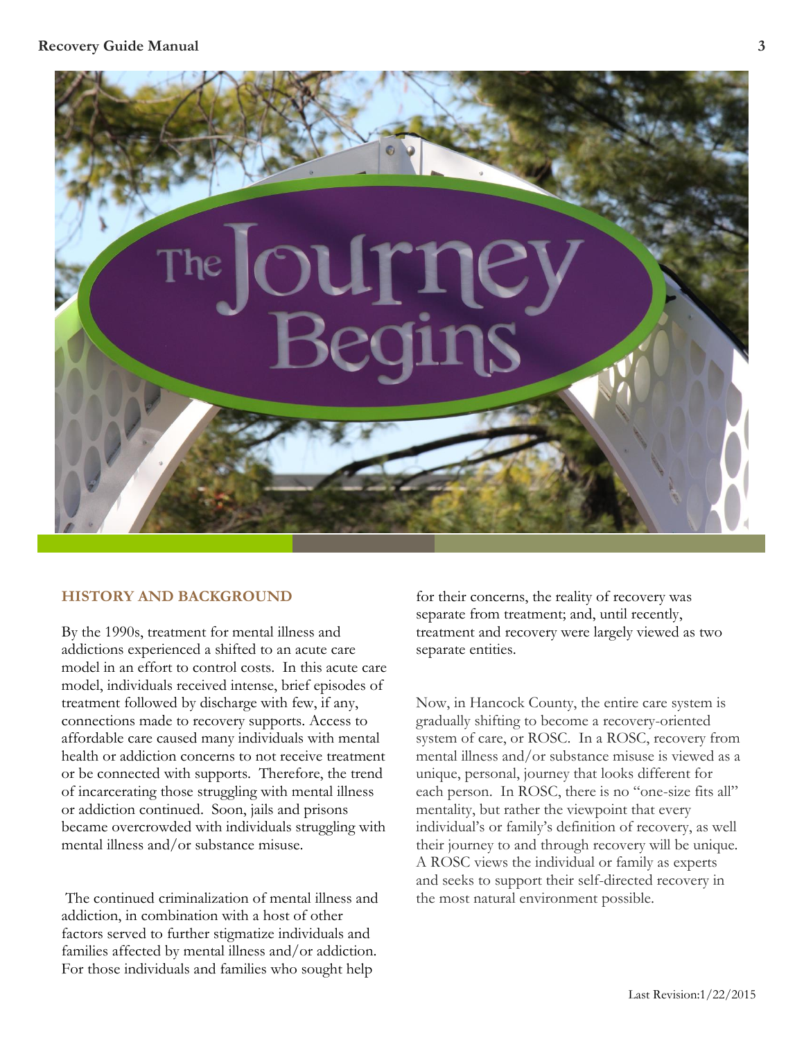## HISTORY AND BACKGROUND

By the 1990s, treatment for mental illness and addictions experienced a shifted to an acute care model in an effort to control costs. In this acute care model, individuals received intense, brief episodes of treatment followed by discharge with few, if any, connections made to recovery supports. Access to affordable care caused many individuals with mental health or addiction concerns to not receive treatment or be connected with supports. Therefore, the trend of incarcerating those struggling with mental illness or addiction continued. Soon, jails and prisons became overcrowded with individuals struggling with mental illness and/or substance misuse.

The continued criminalization of mental illness and addiction, in combination with a host of other factors served to further stigmatize individuals and families affected by mental illness and/or addiction. For those individuals and families who sought help for their concerns, the reality of recovery was separate from treatment; and, until recently, treatment and recovery were largely viewed as two separate entities.

Now, in Hancock County, the entire care system is gradually shifting to become a recovery-oriented system of care, or ROSC. In a ROSC, recovery from mental illness and/or substance misuse is viewed as a unique, personal, journey that looks different for each person. In ROSC, there is no "one-size fits all" mentality, but rather the viewpoint that every individual's or family's definition of recovery, as well their journey to and through recovery will be unique. A ROSC views the individual or family as experts and seeks to support their self-directed recovery in the most natural environment possible.

Last Revision:1/22/2015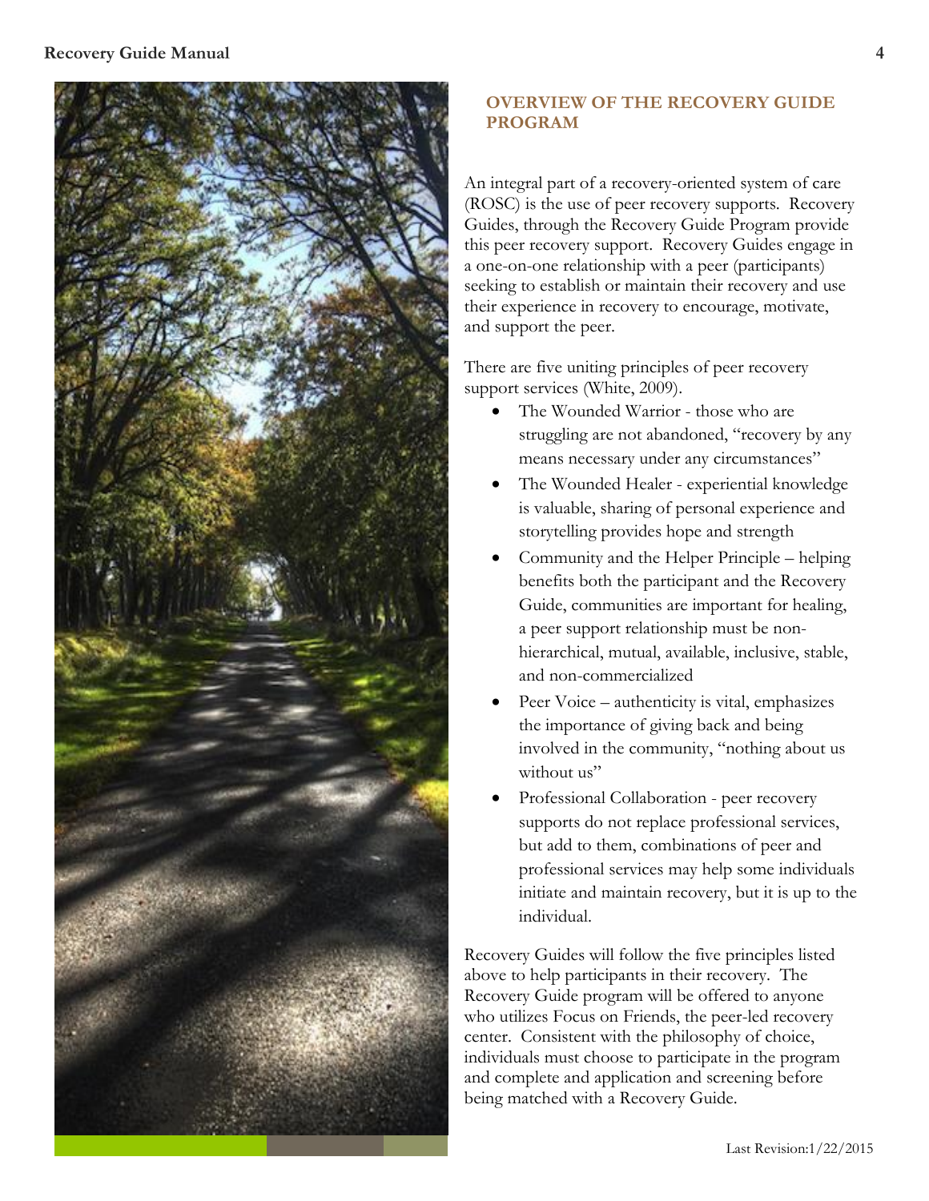## OVERVIEW OF THE RECOVERY GUIDE PROGRAM

An integral part of a recovery-oriented system of care (ROSC) is the use of peer recovery supports. Recovery Guides, through the Recovery Guide Program provide this peer recovery support. Recovery Guides engage in a one-on-one relationship with a peer (participants) seeking to establish or maintain their recovery and use their experience in recovery to encourage, motivate, and support the peer.

There are five uniting principles of peer recovery support services (White, 2009).

- The Wounded Warrior - those who are struggling are not abandoned, "recovery by any means necessary under any circumstances"
- The Wounded Healer - experiential knowledge is valuable, sharing of personal experience and storytelling provides hope and strength
- Community and the Helper Principle – helping benefits both the participant and the Recovery Guide, communities are important for healing, a peer support relationship must be non-hierarchical, mutual, available, inclusive, stable, and non-commercialized
- Peer Voice – authenticity is vital, emphasizes the importance of giving back and being involved in the community, "nothing about us without us"
- Professional Collaboration - peer recovery supports do not replace professional services, but add to them, combinations of peer and professional services may help some individuals initiate and maintain recovery, but it is up to the individual.

Recovery Guides will follow the five principles listed above to help participants in their recovery. The Recovery Guide program will be offered to anyone who utilizes Focus on Friends, the peer-led recovery center. Consistent with the philosophy of choice, individuals must choose to participate in the program and complete and application and screening before being matched with a Recovery Guide.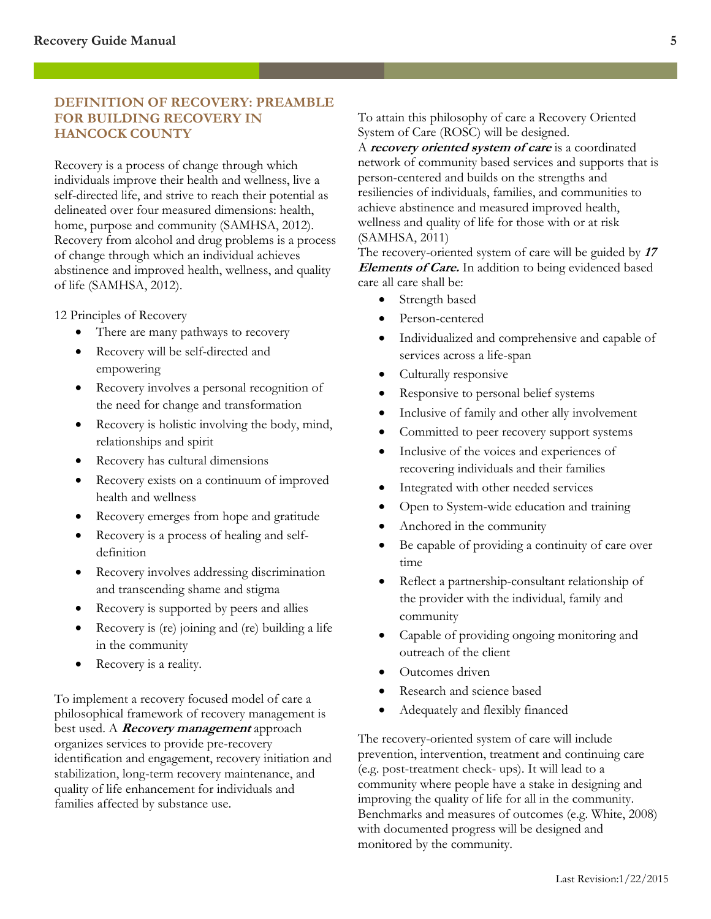## DEFINITION OF RECOVERY: PREAMBLE FOR BUILDING RECOVERY IN HANCOCK COUNTY

Recovery is a process of change through which individuals improve their health and wellness, live a self-directed life, and strive to reach their potential as delineated over four measured dimensions: health, home, purpose and community (SAMHSA, 2012). Recovery from alcohol and drug problems is a process of change through which an individual achieves abstinence and improved health, wellness, and quality of life (SAMHSA, 2012).

12 Principles of Recovery

- There are many pathways to recovery
- Recovery will be self-directed and empowering
- Recovery involves a personal recognition of the need for change and transformation
- Recovery is holistic involving the body, mind, relationships and spirit
- Recovery has cultural dimensions
- Recovery exists on a continuum of improved health and wellness
- Recovery emerges from hope and gratitude
- Recovery is a process of healing and self-definition
- Recovery involves addressing discrimination and transcending shame and stigma
- Recovery is supported by peers and allies
- Recovery is (re) joining and (re) building a life in the community
- Recovery is a reality.

To implement a recovery focused model of care a philosophical framework of recovery management is best used. A ***Recovery management*** approach organizes services to provide pre-recovery identification and engagement, recovery initiation and stabilization, long-term recovery maintenance, and quality of life enhancement for individuals and families affected by substance use.

To attain this philosophy of care a Recovery Oriented System of Care (ROSC) will be designed.
A ***recovery oriented system of care*** is a coordinated network of community based services and supports that is person-centered and builds on the strengths and resiliencies of individuals, families, and communities to achieve abstinence and measured improved health, wellness and quality of life for those with or at risk (SAMHSA, 2011)
The recovery-oriented system of care will be guided by ***17 Elements of Care.*** In addition to being evidenced based care all care shall be:

- Strength based
- Person-centered
- Individualized and comprehensive and capable of services across a life-span
- Culturally responsive
- Responsive to personal belief systems
- Inclusive of family and other ally involvement
- Committed to peer recovery support systems
- Inclusive of the voices and experiences of recovering individuals and their families
- Integrated with other needed services
- Open to System-wide education and training
- Anchored in the community
- Be capable of providing a continuity of care over time
- Reflect a partnership-consultant relationship of the provider with the individual, family and community
- Capable of providing ongoing monitoring and outreach of the client
- Outcomes driven
- Research and science based
- Adequately and flexibly financed

The recovery-oriented system of care will include prevention, intervention, treatment and continuing care (e.g. post-treatment check- ups). It will lead to a community where people have a stake in designing and improving the quality of life for all in the community. Benchmarks and measures of outcomes (e.g. White, 2008) with documented progress will be designed and monitored by the community.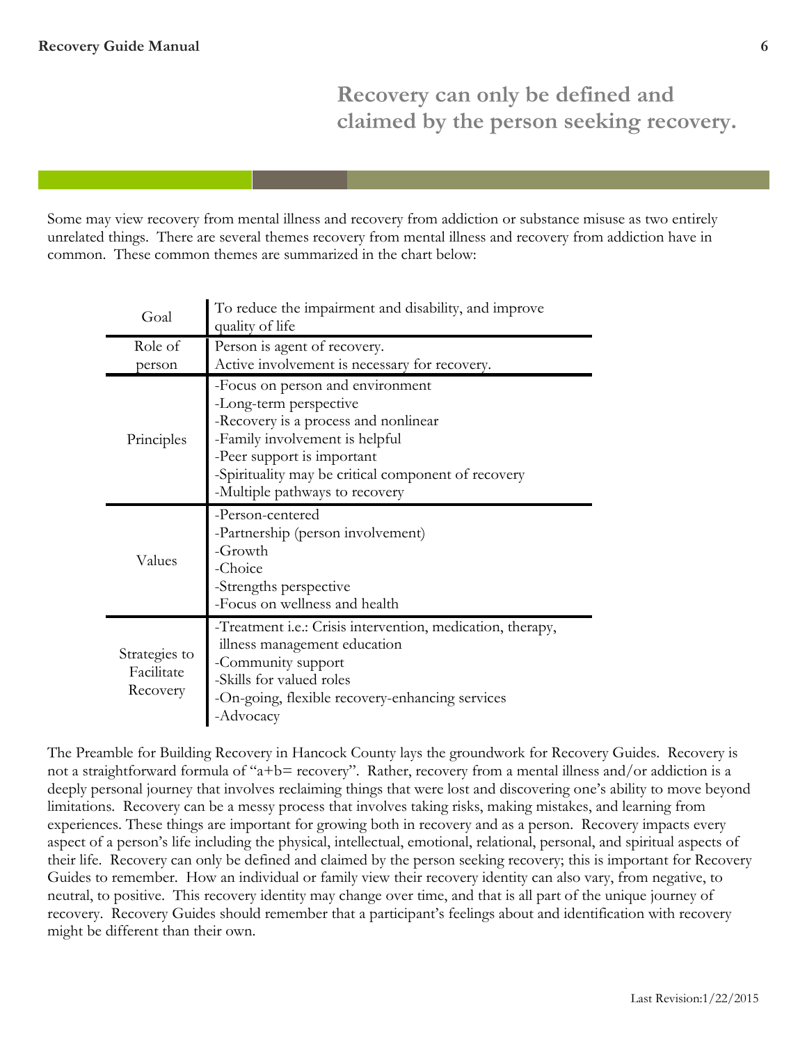## Recovery can only be defined and claimed by the person seeking recovery.

Some may view recovery from mental illness and recovery from addiction or substance misuse as two entirely unrelated things. There are several themes recovery from mental illness and recovery from addiction have in common. These common themes are summarized in the chart below:

| | |
|---|---|
| Goal | To reduce the impairment and disability, and improve quality of life |
| Role of person | Person is agent of recovery.<br>Active involvement is necessary for recovery. |
| Principles | -Focus on person and environment<br>-Long-term perspective<br>-Recovery is a process and nonlinear<br>-Family involvement is helpful<br>-Peer support is important<br>-Spirituality may be critical component of recovery<br>-Multiple pathways to recovery |
| Values | -Person-centered<br>-Partnership (person involvement)<br>-Growth<br>-Choice<br>-Strengths perspective<br>-Focus on wellness and health |
| Strategies to Facilitate Recovery | -Treatment i.e.: Crisis intervention, medication, therapy, illness management education<br>-Community support<br>-Skills for valued roles<br>-On-going, flexible recovery-enhancing services<br>-Advocacy |

The Preamble for Building Recovery in Hancock County lays the groundwork for Recovery Guides. Recovery is not a straightforward formula of "a+b= recovery". Rather, recovery from a mental illness and/or addiction is a deeply personal journey that involves reclaiming things that were lost and discovering one's ability to move beyond limitations. Recovery can be a messy process that involves taking risks, making mistakes, and learning from experiences. These things are important for growing both in recovery and as a person. Recovery impacts every aspect of a person's life including the physical, intellectual, emotional, relational, personal, and spiritual aspects of their life. Recovery can only be defined and claimed by the person seeking recovery; this is important for Recovery Guides to remember. How an individual or family view their recovery identity can also vary, from negative, to neutral, to positive. This recovery identity may change over time, and that is all part of the unique journey of recovery. Recovery Guides should remember that a participant's feelings about and identification with recovery might be different than their own.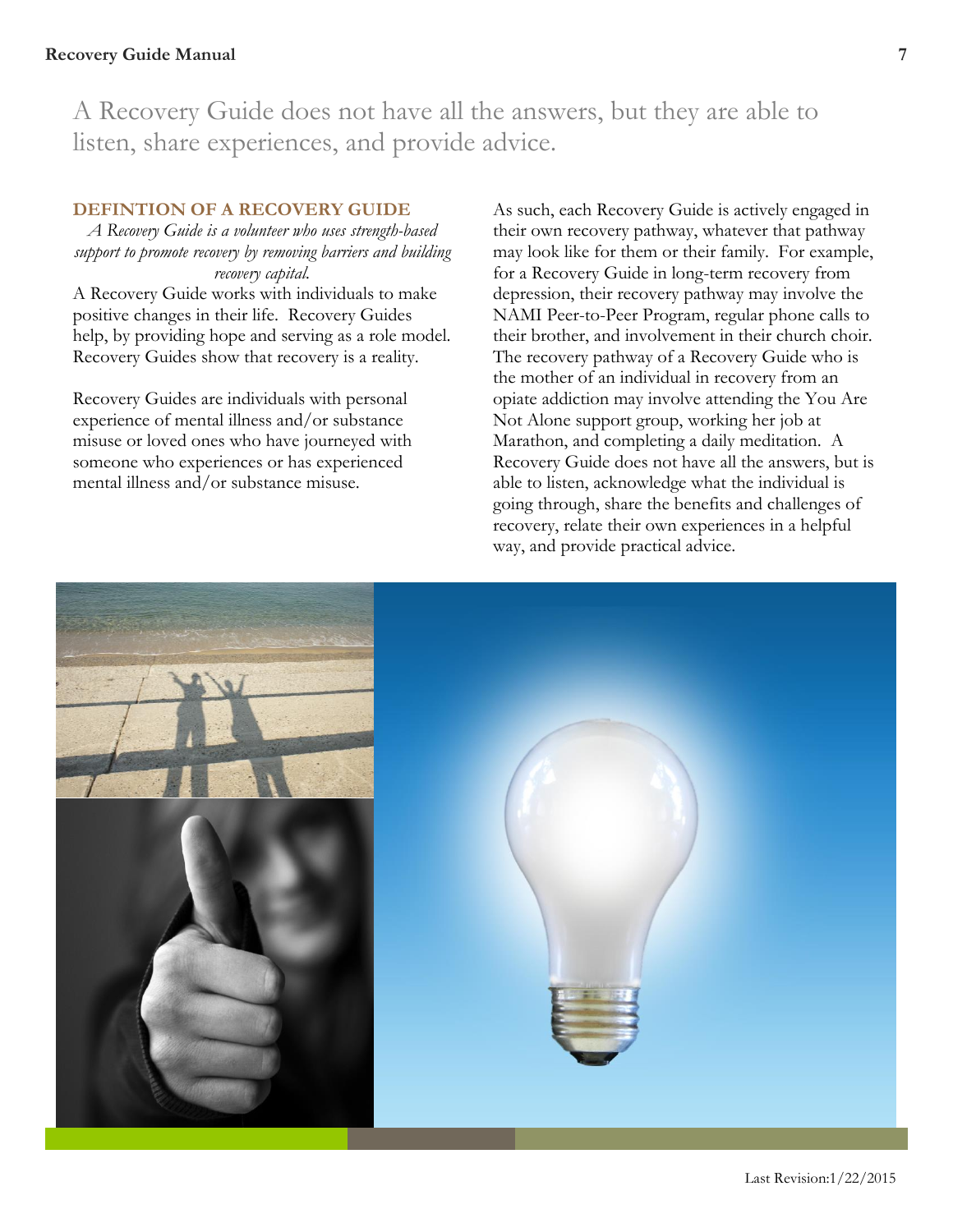A Recovery Guide does not have all the answers, but they are able to listen, share experiences, and provide advice.

## DEFINTION OF A RECOVERY GUIDE

*A Recovery Guide is a volunteer who uses strength-based support to promote recovery by removing barriers and building recovery capital.*

A Recovery Guide works with individuals to make positive changes in their life. Recovery Guides help, by providing hope and serving as a role model. Recovery Guides show that recovery is a reality.

Recovery Guides are individuals with personal experience of mental illness and/or substance misuse or loved ones who have journeyed with someone who experiences or has experienced mental illness and/or substance misuse.

As such, each Recovery Guide is actively engaged in their own recovery pathway, whatever that pathway may look like for them or their family. For example, for a Recovery Guide in long-term recovery from depression, their recovery pathway may involve the NAMI Peer-to-Peer Program, regular phone calls to their brother, and involvement in their church choir. The recovery pathway of a Recovery Guide who is the mother of an individual in recovery from an opiate addiction may involve attending the You Are Not Alone support group, working her job at Marathon, and completing a daily meditation. A Recovery Guide does not have all the answers, but is able to listen, acknowledge what the individual is going through, share the benefits and challenges of recovery, relate their own experiences in a helpful way, and provide practical advice.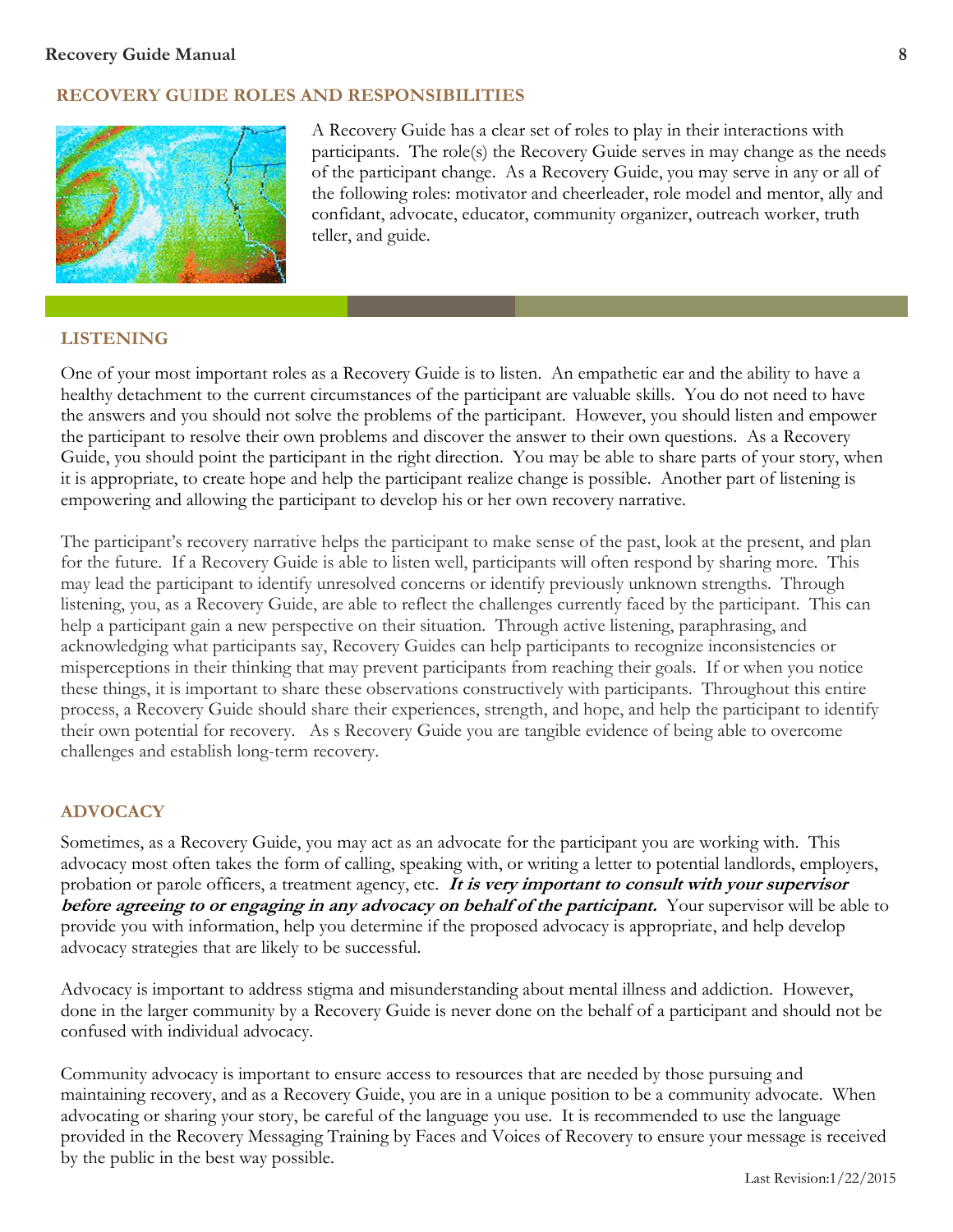## RECOVERY GUIDE ROLES AND RESPONSIBILITIES

A Recovery Guide has a clear set of roles to play in their interactions with participants. The role(s) the Recovery Guide serves in may change as the needs of the participant change. As a Recovery Guide, you may serve in any or all of the following roles: motivator and cheerleader, role model and mentor, ally and confidant, advocate, educator, community organizer, outreach worker, truth teller, and guide.

### LISTENING

One of your most important roles as a Recovery Guide is to listen. An empathetic ear and the ability to have a healthy detachment to the current circumstances of the participant are valuable skills. You do not need to have the answers and you should not solve the problems of the participant. However, you should listen and empower the participant to resolve their own problems and discover the answer to their own questions. As a Recovery Guide, you should point the participant in the right direction. You may be able to share parts of your story, when it is appropriate, to create hope and help the participant realize change is possible. Another part of listening is empowering and allowing the participant to develop his or her own recovery narrative.

The participant's recovery narrative helps the participant to make sense of the past, look at the present, and plan for the future. If a Recovery Guide is able to listen well, participants will often respond by sharing more. This may lead the participant to identify unresolved concerns or identify previously unknown strengths. Through listening, you, as a Recovery Guide, are able to reflect the challenges currently faced by the participant. This can help a participant gain a new perspective on their situation. Through active listening, paraphrasing, and acknowledging what participants say, Recovery Guides can help participants to recognize inconsistencies or misperceptions in their thinking that may prevent participants from reaching their goals. If or when you notice these things, it is important to share these observations constructively with participants. Throughout this entire process, a Recovery Guide should share their experiences, strength, and hope, and help the participant to identify their own potential for recovery. As s Recovery Guide you are tangible evidence of being able to overcome challenges and establish long-term recovery.

### ADVOCACY

Sometimes, as a Recovery Guide, you may act as an advocate for the participant you are working with. This advocacy most often takes the form of calling, speaking with, or writing a letter to potential landlords, employers, probation or parole officers, a treatment agency, etc. ***It is very important to consult with your supervisor before agreeing to or engaging in any advocacy on behalf of the participant.*** Your supervisor will be able to provide you with information, help you determine if the proposed advocacy is appropriate, and help develop advocacy strategies that are likely to be successful.

Advocacy is important to address stigma and misunderstanding about mental illness and addiction. However, done in the larger community by a Recovery Guide is never done on the behalf of a participant and should not be confused with individual advocacy.

Community advocacy is important to ensure access to resources that are needed by those pursuing and maintaining recovery, and as a Recovery Guide, you are in a unique position to be a community advocate. When advocating or sharing your story, be careful of the language you use. It is recommended to use the language provided in the Recovery Messaging Training by Faces and Voices of Recovery to ensure your message is received by the public in the best way possible.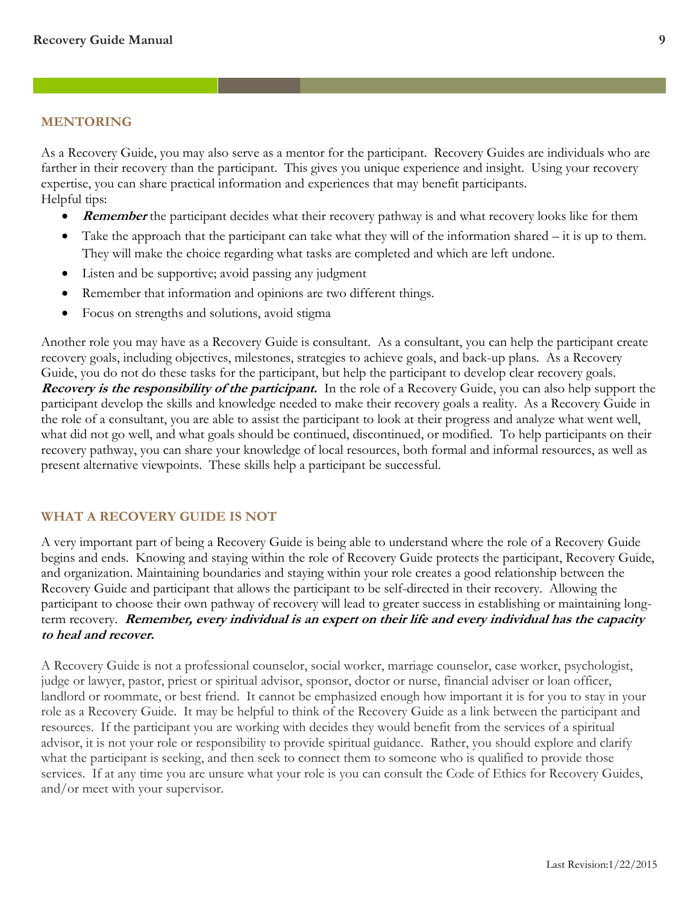## MENTORING

As a Recovery Guide, you may also serve as a mentor for the participant. Recovery Guides are individuals who are farther in their recovery than the participant. This gives you unique experience and insight. Using your recovery expertise, you can share practical information and experiences that may benefit participants.
Helpful tips:

- ***Remember*** the participant decides what their recovery pathway is and what recovery looks like for them
- Take the approach that the participant can take what they will of the information shared – it is up to them. They will make the choice regarding what tasks are completed and which are left undone.
- Listen and be supportive; avoid passing any judgment
- Remember that information and opinions are two different things.
- Focus on strengths and solutions, avoid stigma

Another role you may have as a Recovery Guide is consultant. As a consultant, you can help the participant create recovery goals, including objectives, milestones, strategies to achieve goals, and back-up plans. As a Recovery Guide, you do not do these tasks for the participant, but help the participant to develop clear recovery goals. ***Recovery is the responsibility of the participant.*** In the role of a Recovery Guide, you can also help support the participant develop the skills and knowledge needed to make their recovery goals a reality. As a Recovery Guide in the role of a consultant, you are able to assist the participant to look at their progress and analyze what went well, what did not go well, and what goals should be continued, discontinued, or modified. To help participants on their recovery pathway, you can share your knowledge of local resources, both formal and informal resources, as well as present alternative viewpoints. These skills help a participant be successful.

## WHAT A RECOVERY GUIDE IS NOT

A very important part of being a Recovery Guide is being able to understand where the role of a Recovery Guide begins and ends. Knowing and staying within the role of Recovery Guide protects the participant, Recovery Guide, and organization. Maintaining boundaries and staying within your role creates a good relationship between the Recovery Guide and participant that allows the participant to be self-directed in their recovery. Allowing the participant to choose their own pathway of recovery will lead to greater success in establishing or maintaining long-term recovery. ***Remember, every individual is an expert on their life and every individual has the capacity to heal and recover.***

A Recovery Guide is not a professional counselor, social worker, marriage counselor, case worker, psychologist, judge or lawyer, pastor, priest or spiritual advisor, sponsor, doctor or nurse, financial adviser or loan officer, landlord or roommate, or best friend. It cannot be emphasized enough how important it is for you to stay in your role as a Recovery Guide. It may be helpful to think of the Recovery Guide as a link between the participant and resources. If the participant you are working with decides they would benefit from the services of a spiritual advisor, it is not your role or responsibility to provide spiritual guidance. Rather, you should explore and clarify what the participant is seeking, and then seek to connect them to someone who is qualified to provide those services. If at any time you are unsure what your role is you can consult the Code of Ethics for Recovery Guides, and/or meet with your supervisor.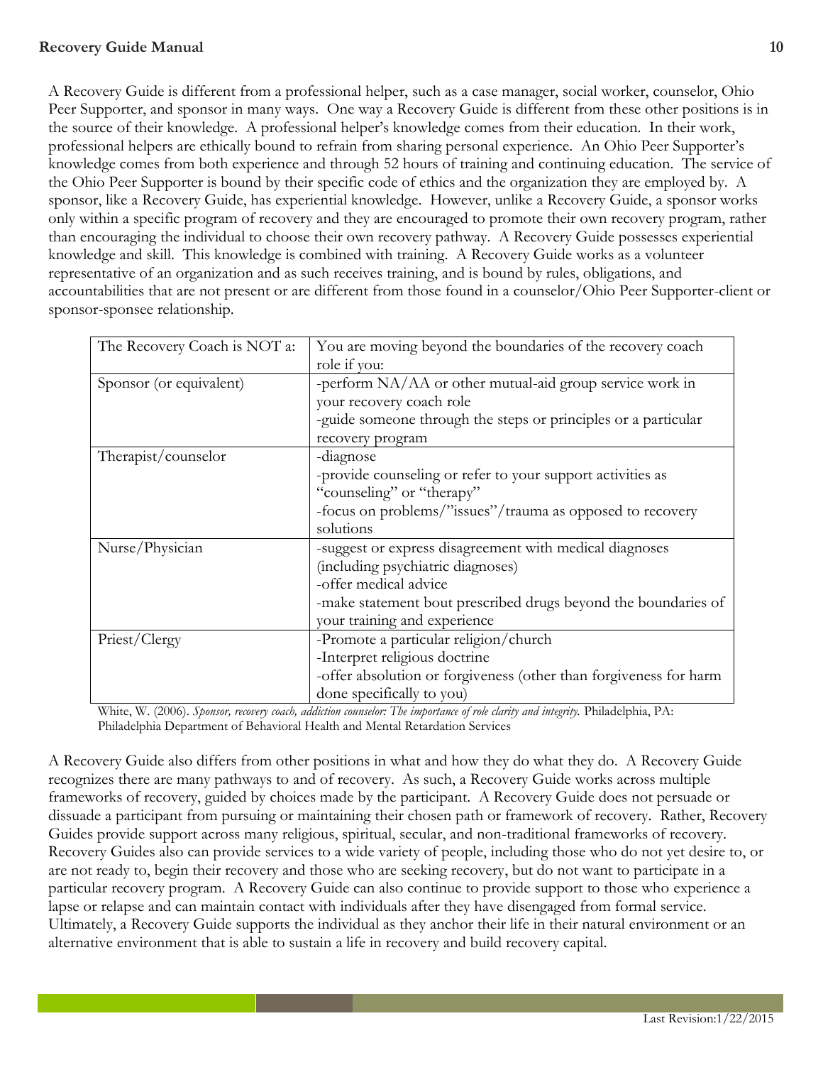A Recovery Guide is different from a professional helper, such as a case manager, social worker, counselor, Ohio Peer Supporter, and sponsor in many ways. One way a Recovery Guide is different from these other positions is in the source of their knowledge. A professional helper's knowledge comes from their education. In their work, professional helpers are ethically bound to refrain from sharing personal experience. An Ohio Peer Supporter's knowledge comes from both experience and through 52 hours of training and continuing education. The service of the Ohio Peer Supporter is bound by their specific code of ethics and the organization they are employed by. A sponsor, like a Recovery Guide, has experiential knowledge. However, unlike a Recovery Guide, a sponsor works only within a specific program of recovery and they are encouraged to promote their own recovery program, rather than encouraging the individual to choose their own recovery pathway. A Recovery Guide possesses experiential knowledge and skill. This knowledge is combined with training. A Recovery Guide works as a volunteer representative of an organization and as such receives training, and is bound by rules, obligations, and accountabilities that are not present or are different from those found in a counselor/Ohio Peer Supporter-client or sponsor-sponsee relationship.

| The Recovery Coach is NOT a: | You are moving beyond the boundaries of the recovery coach role if you: |
|---|---|
| Sponsor (or equivalent) | -perform NA/AA or other mutual-aid group service work in your recovery coach role<br>-guide someone through the steps or principles or a particular recovery program |
| Therapist/counselor | -diagnose<br>-provide counseling or refer to your support activities as "counseling" or "therapy"<br>-focus on problems/"issues"/trauma as opposed to recovery solutions |
| Nurse/Physician | -suggest or express disagreement with medical diagnoses (including psychiatric diagnoses)<br>-offer medical advice<br>-make statement bout prescribed drugs beyond the boundaries of your training and experience |
| Priest/Clergy | -Promote a particular religion/church<br>-Interpret religious doctrine<br>-offer absolution or forgiveness (other than forgiveness for harm done specifically to you) |

White, W. (2006). *Sponsor, recovery coach, addiction counselor: The importance of role clarity and integrity.* Philadelphia, PA: Philadelphia Department of Behavioral Health and Mental Retardation Services

A Recovery Guide also differs from other positions in what and how they do what they do. A Recovery Guide recognizes there are many pathways to and of recovery. As such, a Recovery Guide works across multiple frameworks of recovery, guided by choices made by the participant. A Recovery Guide does not persuade or dissuade a participant from pursuing or maintaining their chosen path or framework of recovery. Rather, Recovery Guides provide support across many religious, spiritual, secular, and non-traditional frameworks of recovery. Recovery Guides also can provide services to a wide variety of people, including those who do not yet desire to, or are not ready to, begin their recovery and those who are seeking recovery, but do not want to participate in a particular recovery program. A Recovery Guide can also continue to provide support to those who experience a lapse or relapse and can maintain contact with individuals after they have disengaged from formal service. Ultimately, a Recovery Guide supports the individual as they anchor their life in their natural environment or an alternative environment that is able to sustain a life in recovery and build recovery capital.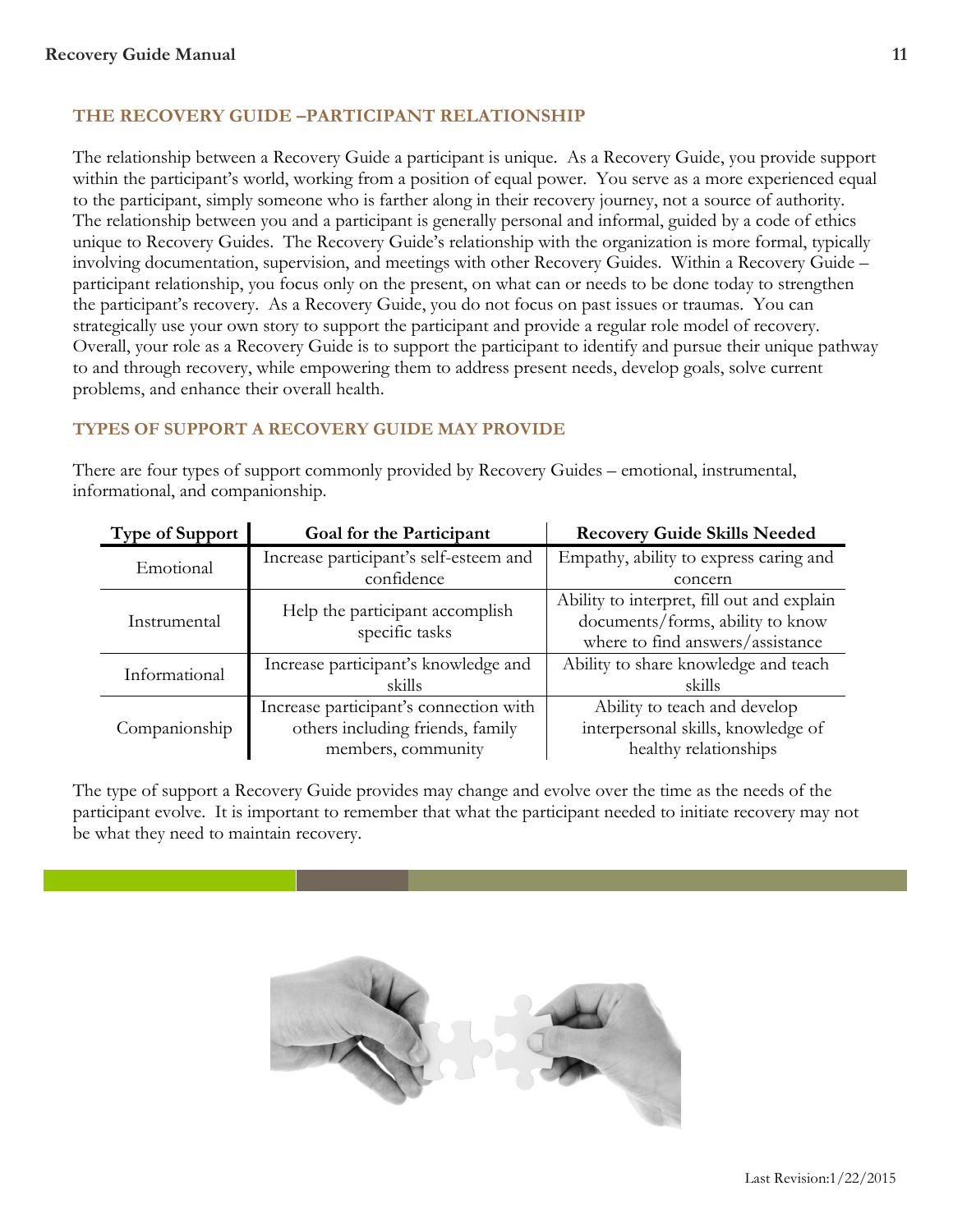## THE RECOVERY GUIDE –PARTICIPANT RELATIONSHIP

The relationship between a Recovery Guide a participant is unique. As a Recovery Guide, you provide support within the participant's world, working from a position of equal power. You serve as a more experienced equal to the participant, simply someone who is farther along in their recovery journey, not a source of authority. The relationship between you and a participant is generally personal and informal, guided by a code of ethics unique to Recovery Guides. The Recovery Guide's relationship with the organization is more formal, typically involving documentation, supervision, and meetings with other Recovery Guides. Within a Recovery Guide – participant relationship, you focus only on the present, on what can or needs to be done today to strengthen the participant's recovery. As a Recovery Guide, you do not focus on past issues or traumas. You can strategically use your own story to support the participant and provide a regular role model of recovery. Overall, your role as a Recovery Guide is to support the participant to identify and pursue their unique pathway to and through recovery, while empowering them to address present needs, develop goals, solve current problems, and enhance their overall health.

## TYPES OF SUPPORT A RECOVERY GUIDE MAY PROVIDE

There are four types of support commonly provided by Recovery Guides – emotional, instrumental, informational, and companionship.

| Type of Support | Goal for the Participant | Recovery Guide Skills Needed |
|---|---|---|
| Emotional | Increase participant's self-esteem and confidence | Empathy, ability to express caring and concern |
| Instrumental | Help the participant accomplish specific tasks | Ability to interpret, fill out and explain documents/forms, ability to know where to find answers/assistance |
| Informational | Increase participant's knowledge and skills | Ability to share knowledge and teach skills |
| Companionship | Increase participant's connection with others including friends, family members, community | Ability to teach and develop interpersonal skills, knowledge of healthy relationships |

The type of support a Recovery Guide provides may change and evolve over the time as the needs of the participant evolve. It is important to remember that what the participant needed to initiate recovery may not be what they need to maintain recovery.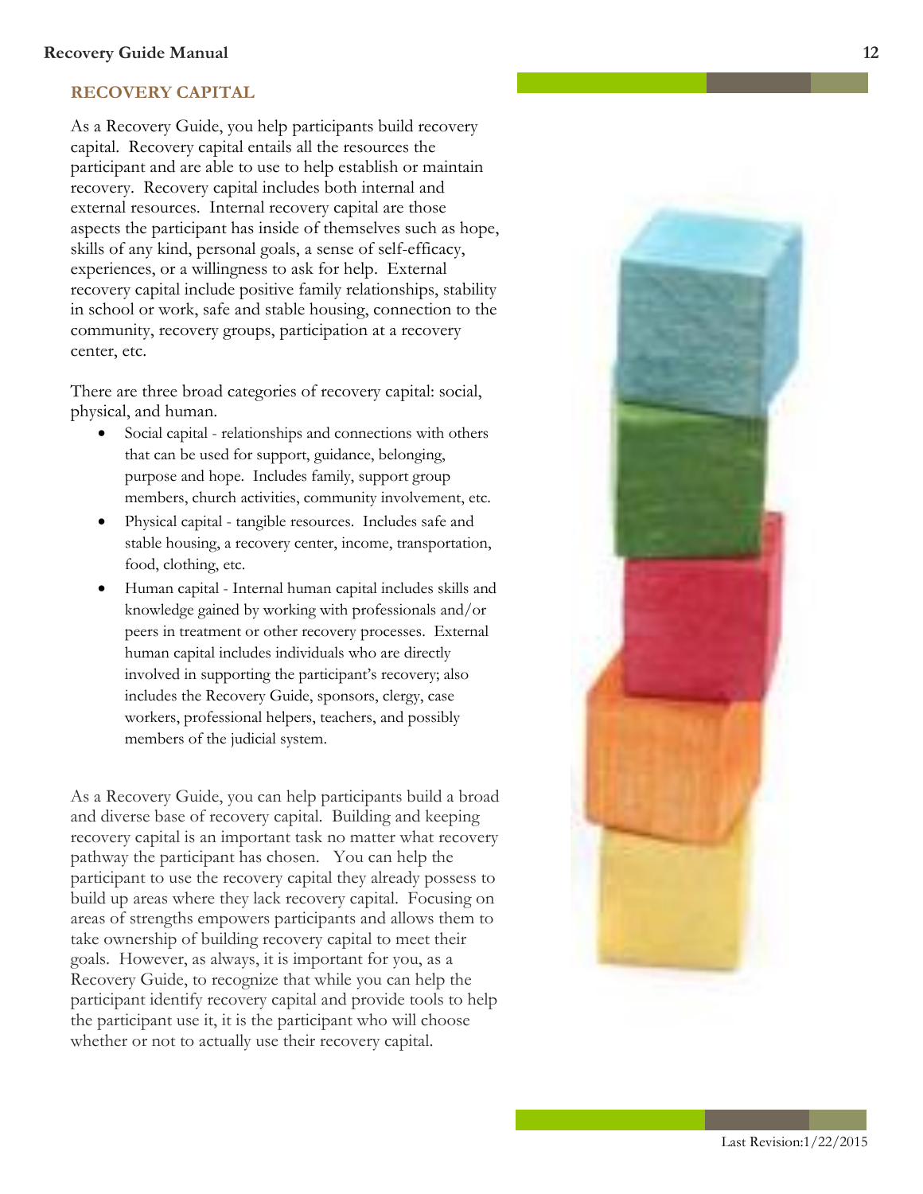## RECOVERY CAPITAL

As a Recovery Guide, you help participants build recovery capital. Recovery capital entails all the resources the participant and are able to use to help establish or maintain recovery. Recovery capital includes both internal and external resources. Internal recovery capital are those aspects the participant has inside of themselves such as hope, skills of any kind, personal goals, a sense of self-efficacy, experiences, or a willingness to ask for help. External recovery capital include positive family relationships, stability in school or work, safe and stable housing, connection to the community, recovery groups, participation at a recovery center, etc.

There are three broad categories of recovery capital: social, physical, and human.

- Social capital - relationships and connections with others that can be used for support, guidance, belonging, purpose and hope. Includes family, support group members, church activities, community involvement, etc.
- Physical capital - tangible resources. Includes safe and stable housing, a recovery center, income, transportation, food, clothing, etc.
- Human capital - Internal human capital includes skills and knowledge gained by working with professionals and/or peers in treatment or other recovery processes. External human capital includes individuals who are directly involved in supporting the participant's recovery; also includes the Recovery Guide, sponsors, clergy, case workers, professional helpers, teachers, and possibly members of the judicial system.

As a Recovery Guide, you can help participants build a broad and diverse base of recovery capital. Building and keeping recovery capital is an important task no matter what recovery pathway the participant has chosen. You can help the participant to use the recovery capital they already possess to build up areas where they lack recovery capital. Focusing on areas of strengths empowers participants and allows them to take ownership of building recovery capital to meet their goals. However, as always, it is important for you, as a Recovery Guide, to recognize that while you can help the participant identify recovery capital and provide tools to help the participant use it, it is the participant who will choose whether or not to actually use their recovery capital.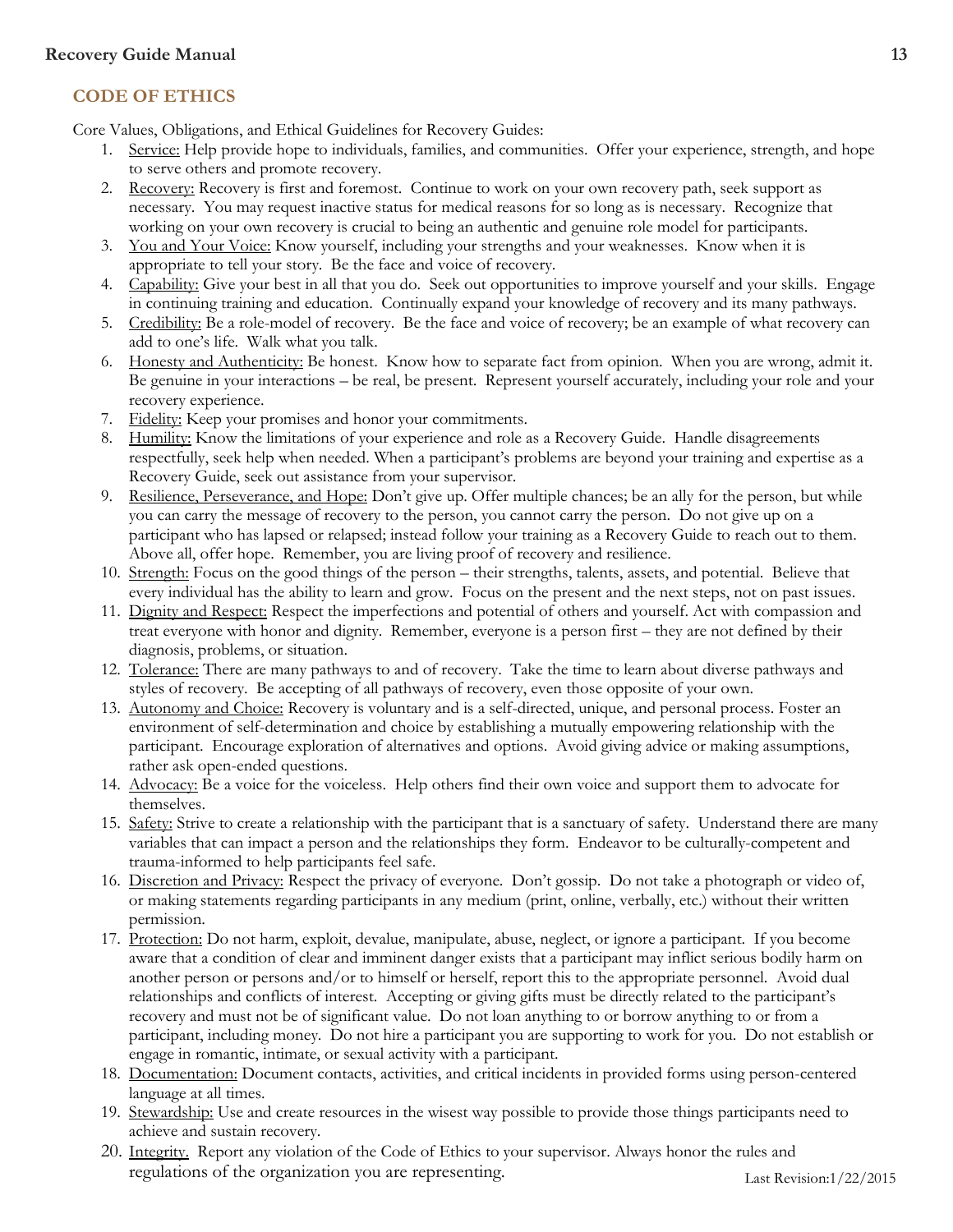## CODE OF ETHICS

Core Values, Obligations, and Ethical Guidelines for Recovery Guides:

1. Service: Help provide hope to individuals, families, and communities. Offer your experience, strength, and hope to serve others and promote recovery.
2. Recovery: Recovery is first and foremost. Continue to work on your own recovery path, seek support as necessary. You may request inactive status for medical reasons for so long as is necessary. Recognize that working on your own recovery is crucial to being an authentic and genuine role model for participants.
3. You and Your Voice: Know yourself, including your strengths and your weaknesses. Know when it is appropriate to tell your story. Be the face and voice of recovery.
4. Capability: Give your best in all that you do. Seek out opportunities to improve yourself and your skills. Engage in continuing training and education. Continually expand your knowledge of recovery and its many pathways.
5. Credibility: Be a role-model of recovery. Be the face and voice of recovery; be an example of what recovery can add to one's life. Walk what you talk.
6. Honesty and Authenticity: Be honest. Know how to separate fact from opinion. When you are wrong, admit it. Be genuine in your interactions – be real, be present. Represent yourself accurately, including your role and your recovery experience.
7. Fidelity: Keep your promises and honor your commitments.
8. Humility: Know the limitations of your experience and role as a Recovery Guide. Handle disagreements respectfully, seek help when needed. When a participant's problems are beyond your training and expertise as a Recovery Guide, seek out assistance from your supervisor.
9. Resilience, Perseverance, and Hope: Don't give up. Offer multiple chances; be an ally for the person, but while you can carry the message of recovery to the person, you cannot carry the person. Do not give up on a participant who has lapsed or relapsed; instead follow your training as a Recovery Guide to reach out to them. Above all, offer hope. Remember, you are living proof of recovery and resilience.
10. Strength: Focus on the good things of the person – their strengths, talents, assets, and potential. Believe that every individual has the ability to learn and grow. Focus on the present and the next steps, not on past issues.
11. Dignity and Respect: Respect the imperfections and potential of others and yourself. Act with compassion and treat everyone with honor and dignity. Remember, everyone is a person first – they are not defined by their diagnosis, problems, or situation.
12. Tolerance: There are many pathways to and of recovery. Take the time to learn about diverse pathways and styles of recovery. Be accepting of all pathways of recovery, even those opposite of your own.
13. Autonomy and Choice: Recovery is voluntary and is a self-directed, unique, and personal process. Foster an environment of self-determination and choice by establishing a mutually empowering relationship with the participant. Encourage exploration of alternatives and options. Avoid giving advice or making assumptions, rather ask open-ended questions.
14. Advocacy: Be a voice for the voiceless. Help others find their own voice and support them to advocate for themselves.
15. Safety: Strive to create a relationship with the participant that is a sanctuary of safety. Understand there are many variables that can impact a person and the relationships they form. Endeavor to be culturally-competent and trauma-informed to help participants feel safe.
16. Discretion and Privacy: Respect the privacy of everyone. Don't gossip. Do not take a photograph or video of, or making statements regarding participants in any medium (print, online, verbally, etc.) without their written permission.
17. Protection: Do not harm, exploit, devalue, manipulate, abuse, neglect, or ignore a participant. If you become aware that a condition of clear and imminent danger exists that a participant may inflict serious bodily harm on another person or persons and/or to himself or herself, report this to the appropriate personnel. Avoid dual relationships and conflicts of interest. Accepting or giving gifts must be directly related to the participant's recovery and must not be of significant value. Do not loan anything to or borrow anything to or from a participant, including money. Do not hire a participant you are supporting to work for you. Do not establish or engage in romantic, intimate, or sexual activity with a participant.
18. Documentation: Document contacts, activities, and critical incidents in provided forms using person-centered language at all times.
19. Stewardship: Use and create resources in the wisest way possible to provide those things participants need to achieve and sustain recovery.
20. Integrity. Report any violation of the Code of Ethics to your supervisor. Always honor the rules and regulations of the organization you are representing.

Last Revision:1/22/2015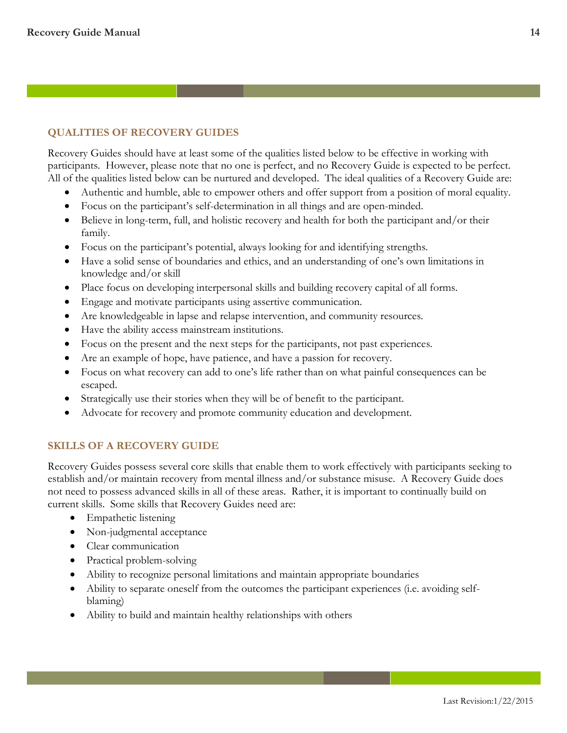## QUALITIES OF RECOVERY GUIDES

Recovery Guides should have at least some of the qualities listed below to be effective in working with participants. However, please note that no one is perfect, and no Recovery Guide is expected to be perfect. All of the qualities listed below can be nurtured and developed. The ideal qualities of a Recovery Guide are:

- Authentic and humble, able to empower others and offer support from a position of moral equality.
- Focus on the participant's self-determination in all things and are open-minded.
- Believe in long-term, full, and holistic recovery and health for both the participant and/or their family.
- Focus on the participant's potential, always looking for and identifying strengths.
- Have a solid sense of boundaries and ethics, and an understanding of one's own limitations in knowledge and/or skill
- Place focus on developing interpersonal skills and building recovery capital of all forms.
- Engage and motivate participants using assertive communication.
- Are knowledgeable in lapse and relapse intervention, and community resources.
- Have the ability access mainstream institutions.
- Focus on the present and the next steps for the participants, not past experiences.
- Are an example of hope, have patience, and have a passion for recovery.
- Focus on what recovery can add to one's life rather than on what painful consequences can be escaped.
- Strategically use their stories when they will be of benefit to the participant.
- Advocate for recovery and promote community education and development.

## SKILLS OF A RECOVERY GUIDE

Recovery Guides possess several core skills that enable them to work effectively with participants seeking to establish and/or maintain recovery from mental illness and/or substance misuse. A Recovery Guide does not need to possess advanced skills in all of these areas. Rather, it is important to continually build on current skills. Some skills that Recovery Guides need are:

- Empathetic listening
- Non-judgmental acceptance
- Clear communication
- Practical problem-solving
- Ability to recognize personal limitations and maintain appropriate boundaries
- Ability to separate oneself from the outcomes the participant experiences (i.e. avoiding self-blaming)
- Ability to build and maintain healthy relationships with others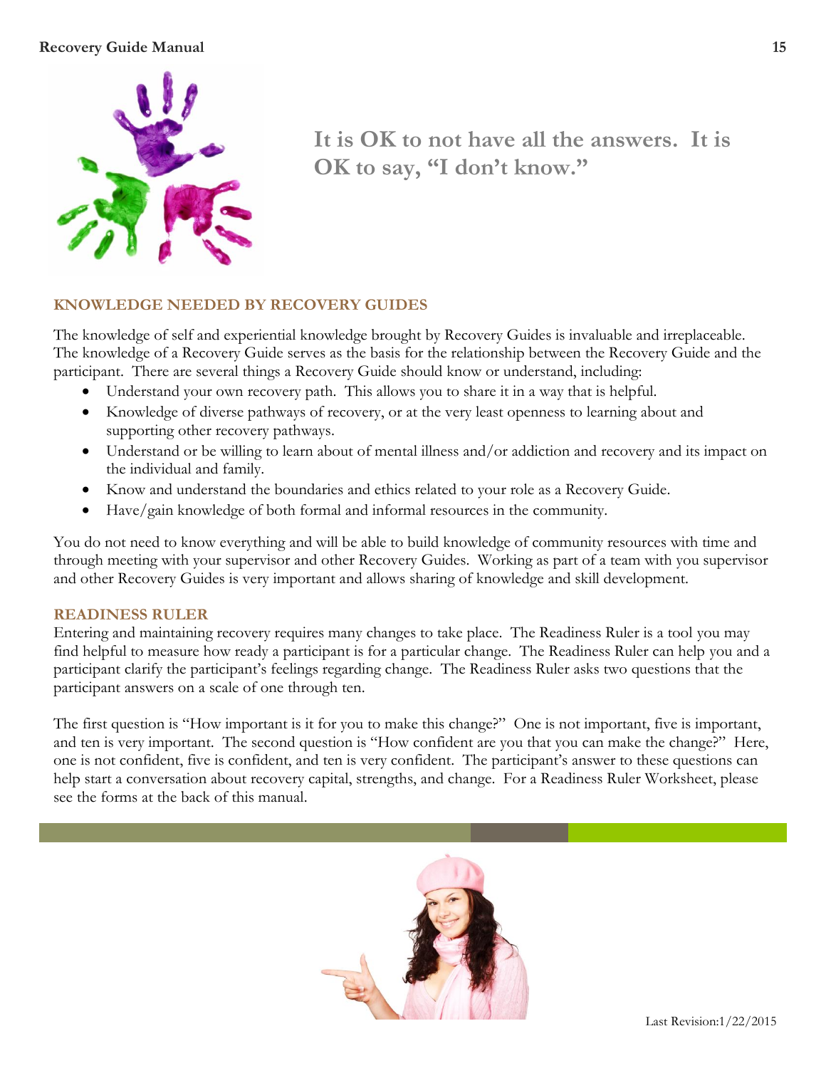**It is OK to not have all the answers. It is OK to say, "I don't know."**

## KNOWLEDGE NEEDED BY RECOVERY GUIDES

The knowledge of self and experiential knowledge brought by Recovery Guides is invaluable and irreplaceable. The knowledge of a Recovery Guide serves as the basis for the relationship between the Recovery Guide and the participant. There are several things a Recovery Guide should know or understand, including:

- Understand your own recovery path. This allows you to share it in a way that is helpful.
- Knowledge of diverse pathways of recovery, or at the very least openness to learning about and supporting other recovery pathways.
- Understand or be willing to learn about of mental illness and/or addiction and recovery and its impact on the individual and family.
- Know and understand the boundaries and ethics related to your role as a Recovery Guide.
- Have/gain knowledge of both formal and informal resources in the community.

You do not need to know everything and will be able to build knowledge of community resources with time and through meeting with your supervisor and other Recovery Guides. Working as part of a team with you supervisor and other Recovery Guides is very important and allows sharing of knowledge and skill development.

## READINESS RULER

Entering and maintaining recovery requires many changes to take place. The Readiness Ruler is a tool you may find helpful to measure how ready a participant is for a particular change. The Readiness Ruler can help you and a participant clarify the participant's feelings regarding change. The Readiness Ruler asks two questions that the participant answers on a scale of one through ten.

The first question is "How important is it for you to make this change?" One is not important, five is important, and ten is very important. The second question is "How confident are you that you can make the change?" Here, one is not confident, five is confident, and ten is very confident. The participant's answer to these questions can help start a conversation about recovery capital, strengths, and change. For a Readiness Ruler Worksheet, please see the forms at the back of this manual.

Last Revision:1/22/2015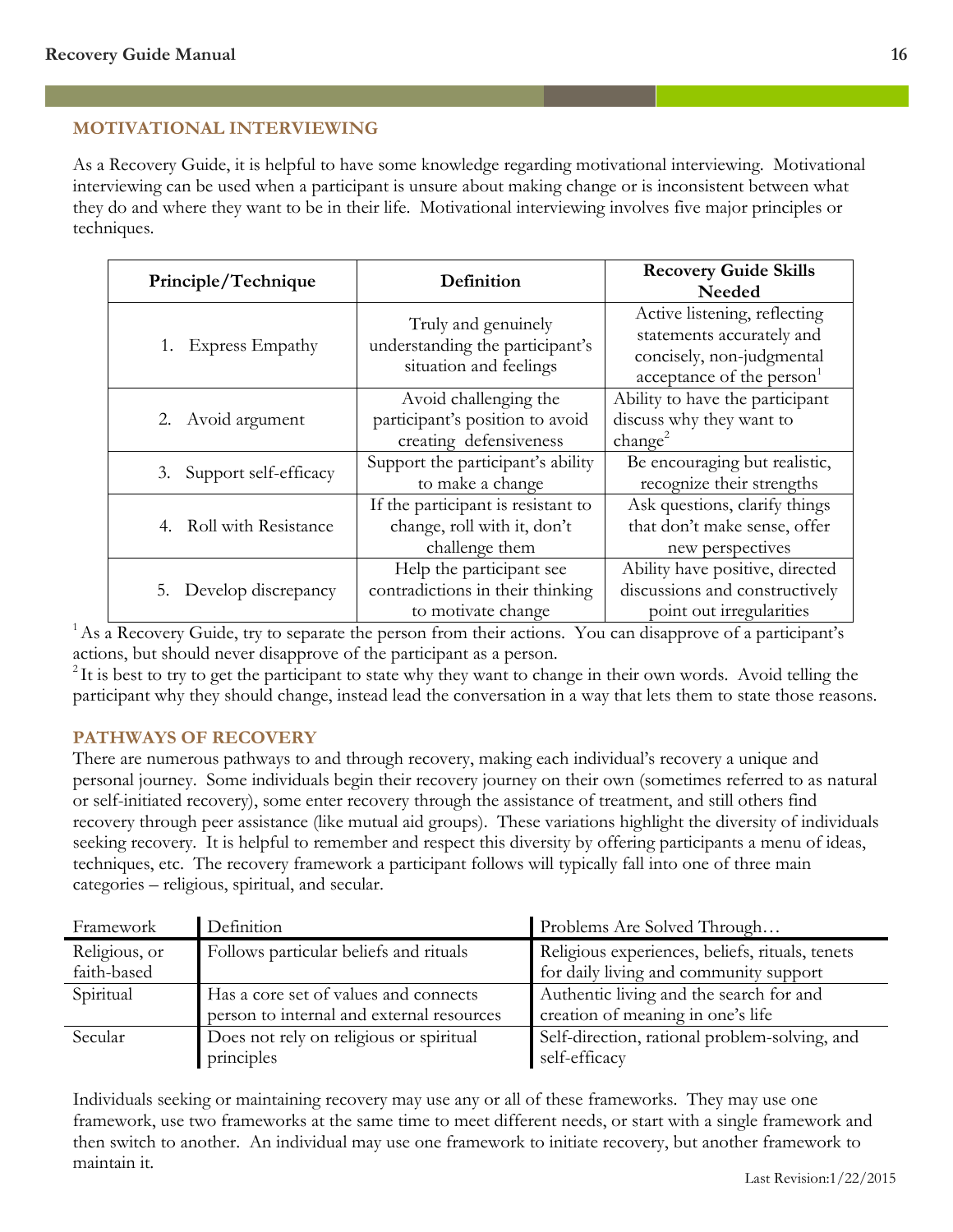## MOTIVATIONAL INTERVIEWING

As a Recovery Guide, it is helpful to have some knowledge regarding motivational interviewing. Motivational interviewing can be used when a participant is unsure about making change or is inconsistent between what they do and where they want to be in their life. Motivational interviewing involves five major principles or techniques.

| Principle/Technique | Definition | Recovery Guide Skills Needed |
|---|---|---|
| 1. Express Empathy | Truly and genuinely understanding the participant's situation and feelings | Active listening, reflecting statements accurately and concisely, non-judgmental acceptance of the person[1] |
| 2. Avoid argument | Avoid challenging the participant's position to avoid creating defensiveness | Ability to have the participant discuss why they want to change[2] |
| 3. Support self-efficacy | Support the participant's ability to make a change | Be encouraging but realistic, recognize their strengths |
| 4. Roll with Resistance | If the participant is resistant to change, roll with it, don't challenge them | Ask questions, clarify things that don't make sense, offer new perspectives |
| 5. Develop discrepancy | Help the participant see contradictions in their thinking to motivate change | Ability have positive, directed discussions and constructively point out irregularities |

[1] As a Recovery Guide, try to separate the person from their actions. You can disapprove of a participant's actions, but should never disapprove of the participant as a person.

[2] It is best to try to get the participant to state why they want to change in their own words. Avoid telling the participant why they should change, instead lead the conversation in a way that lets them to state those reasons.

## PATHWAYS OF RECOVERY

There are numerous pathways to and through recovery, making each individual's recovery a unique and personal journey. Some individuals begin their recovery journey on their own (sometimes referred to as natural or self-initiated recovery), some enter recovery through the assistance of treatment, and still others find recovery through peer assistance (like mutual aid groups). These variations highlight the diversity of individuals seeking recovery. It is helpful to remember and respect this diversity by offering participants a menu of ideas, techniques, etc. The recovery framework a participant follows will typically fall into one of three main categories – religious, spiritual, and secular.

| Framework | Definition | Problems Are Solved Through… |
|---|---|---|
| Religious, or faith-based | Follows particular beliefs and rituals | Religious experiences, beliefs, rituals, tenets for daily living and community support |
| Spiritual | Has a core set of values and connects person to internal and external resources | Authentic living and the search for and creation of meaning in one's life |
| Secular | Does not rely on religious or spiritual principles | Self-direction, rational problem-solving, and self-efficacy |

Individuals seeking or maintaining recovery may use any or all of these frameworks. They may use one framework, use two frameworks at the same time to meet different needs, or start with a single framework and then switch to another. An individual may use one framework to initiate recovery, but another framework to maintain it.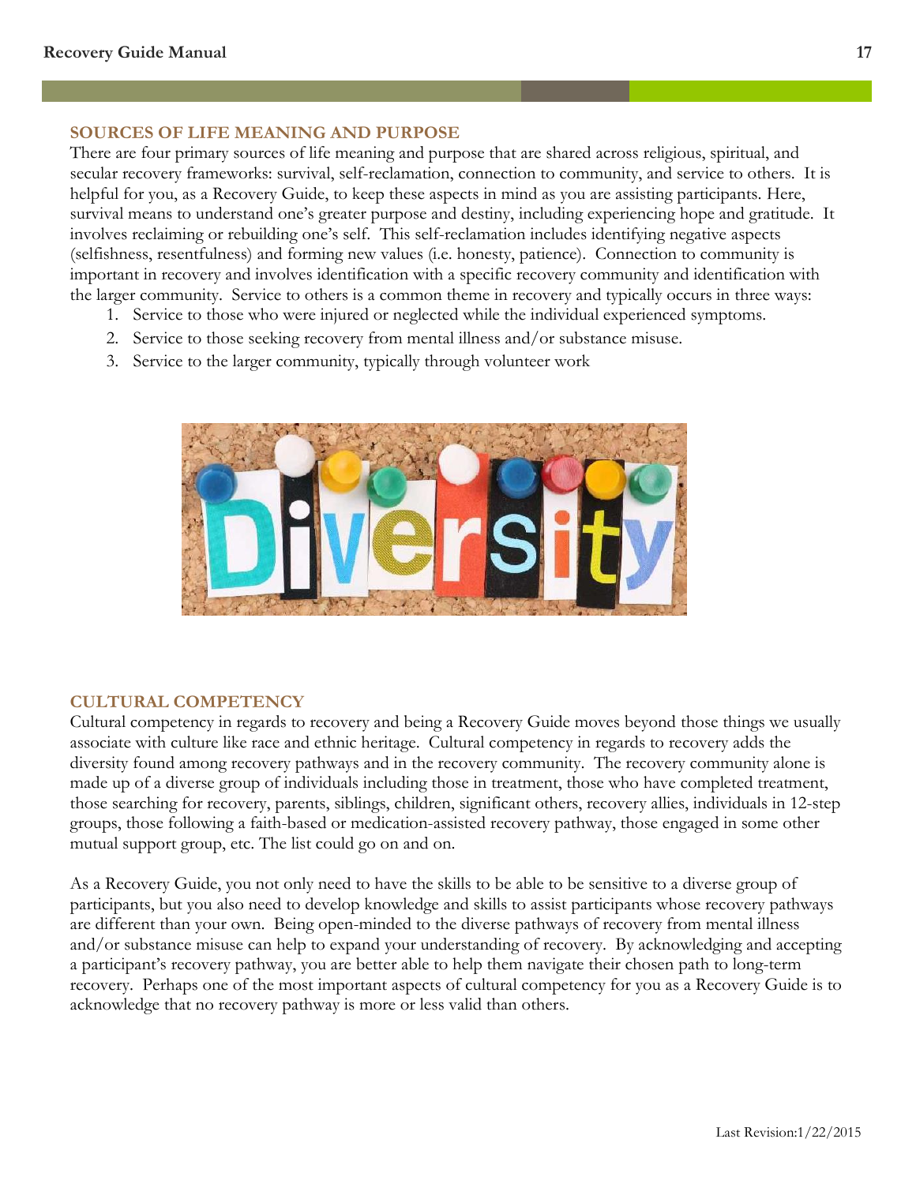## SOURCES OF LIFE MEANING AND PURPOSE

There are four primary sources of life meaning and purpose that are shared across religious, spiritual, and secular recovery frameworks: survival, self-reclamation, connection to community, and service to others. It is helpful for you, as a Recovery Guide, to keep these aspects in mind as you are assisting participants. Here, survival means to understand one's greater purpose and destiny, including experiencing hope and gratitude. It involves reclaiming or rebuilding one's self. This self-reclamation includes identifying negative aspects (selfishness, resentfulness) and forming new values (i.e. honesty, patience). Connection to community is important in recovery and involves identification with a specific recovery community and identification with the larger community. Service to others is a common theme in recovery and typically occurs in three ways:

1. Service to those who were injured or neglected while the individual experienced symptoms.
2. Service to those seeking recovery from mental illness and/or substance misuse.
3. Service to the larger community, typically through volunteer work

## CULTURAL COMPETENCY

Cultural competency in regards to recovery and being a Recovery Guide moves beyond those things we usually associate with culture like race and ethnic heritage. Cultural competency in regards to recovery adds the diversity found among recovery pathways and in the recovery community. The recovery community alone is made up of a diverse group of individuals including those in treatment, those who have completed treatment, those searching for recovery, parents, siblings, children, significant others, recovery allies, individuals in 12-step groups, those following a faith-based or medication-assisted recovery pathway, those engaged in some other mutual support group, etc. The list could go on and on.

As a Recovery Guide, you not only need to have the skills to be able to be sensitive to a diverse group of participants, but you also need to develop knowledge and skills to assist participants whose recovery pathways are different than your own. Being open-minded to the diverse pathways of recovery from mental illness and/or substance misuse can help to expand your understanding of recovery. By acknowledging and accepting a participant's recovery pathway, you are better able to help them navigate their chosen path to long-term recovery. Perhaps one of the most important aspects of cultural competency for you as a Recovery Guide is to acknowledge that no recovery pathway is more or less valid than others.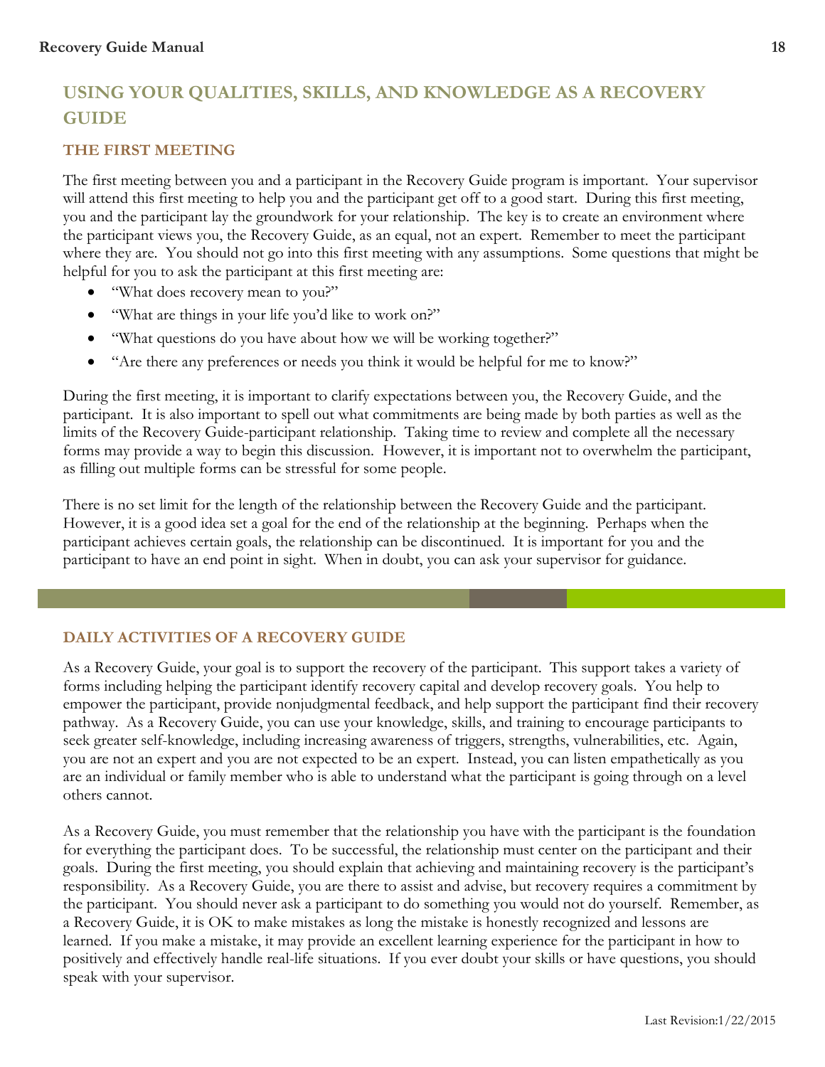## USING YOUR QUALITIES, SKILLS, AND KNOWLEDGE AS A RECOVERY GUIDE

### THE FIRST MEETING

The first meeting between you and a participant in the Recovery Guide program is important. Your supervisor will attend this first meeting to help you and the participant get off to a good start. During this first meeting, you and the participant lay the groundwork for your relationship. The key is to create an environment where the participant views you, the Recovery Guide, as an equal, not an expert. Remember to meet the participant where they are. You should not go into this first meeting with any assumptions. Some questions that might be helpful for you to ask the participant at this first meeting are:

- "What does recovery mean to you?"
- "What are things in your life you'd like to work on?"
- "What questions do you have about how we will be working together?"
- "Are there any preferences or needs you think it would be helpful for me to know?"

During the first meeting, it is important to clarify expectations between you, the Recovery Guide, and the participant. It is also important to spell out what commitments are being made by both parties as well as the limits of the Recovery Guide-participant relationship. Taking time to review and complete all the necessary forms may provide a way to begin this discussion. However, it is important not to overwhelm the participant, as filling out multiple forms can be stressful for some people.

There is no set limit for the length of the relationship between the Recovery Guide and the participant. However, it is a good idea set a goal for the end of the relationship at the beginning. Perhaps when the participant achieves certain goals, the relationship can be discontinued. It is important for you and the participant to have an end point in sight. When in doubt, you can ask your supervisor for guidance.

### DAILY ACTIVITIES OF A RECOVERY GUIDE

As a Recovery Guide, your goal is to support the recovery of the participant. This support takes a variety of forms including helping the participant identify recovery capital and develop recovery goals. You help to empower the participant, provide nonjudgmental feedback, and help support the participant find their recovery pathway. As a Recovery Guide, you can use your knowledge, skills, and training to encourage participants to seek greater self-knowledge, including increasing awareness of triggers, strengths, vulnerabilities, etc. Again, you are not an expert and you are not expected to be an expert. Instead, you can listen empathetically as you are an individual or family member who is able to understand what the participant is going through on a level others cannot.

As a Recovery Guide, you must remember that the relationship you have with the participant is the foundation for everything the participant does. To be successful, the relationship must center on the participant and their goals. During the first meeting, you should explain that achieving and maintaining recovery is the participant's responsibility. As a Recovery Guide, you are there to assist and advise, but recovery requires a commitment by the participant. You should never ask a participant to do something you would not do yourself. Remember, as a Recovery Guide, it is OK to make mistakes as long the mistake is honestly recognized and lessons are learned. If you make a mistake, it may provide an excellent learning experience for the participant in how to positively and effectively handle real-life situations. If you ever doubt your skills or have questions, you should speak with your supervisor.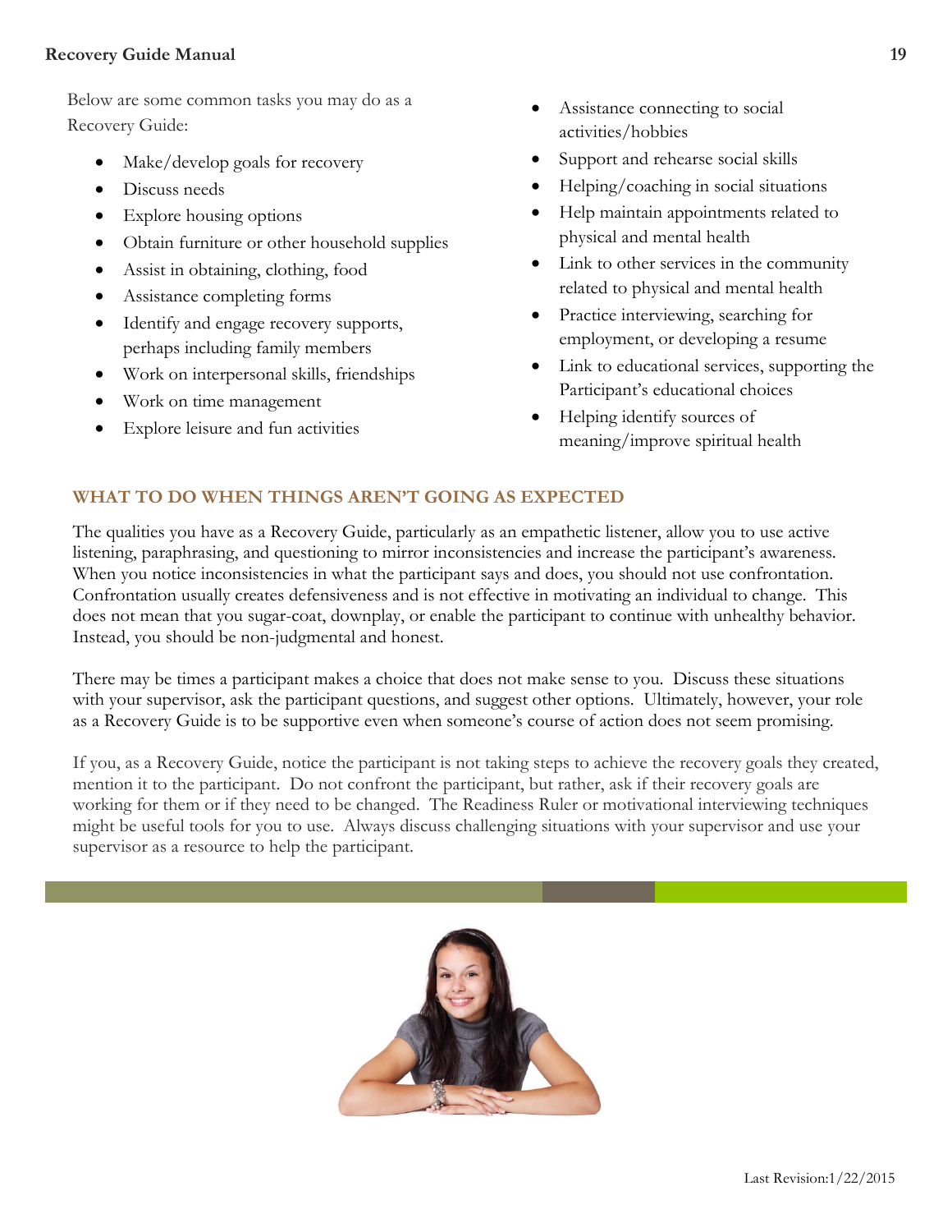Below are some common tasks you may do as a Recovery Guide:

- Make/develop goals for recovery
- Discuss needs
- Explore housing options
- Obtain furniture or other household supplies
- Assist in obtaining, clothing, food
- Assistance completing forms
- Identify and engage recovery supports, perhaps including family members
- Work on interpersonal skills, friendships
- Work on time management
- Explore leisure and fun activities
- Assistance connecting to social activities/hobbies
- Support and rehearse social skills
- Helping/coaching in social situations
- Help maintain appointments related to physical and mental health
- Link to other services in the community related to physical and mental health
- Practice interviewing, searching for employment, or developing a resume
- Link to educational services, supporting the Participant's educational choices
- Helping identify sources of meaning/improve spiritual health

## WHAT TO DO WHEN THINGS AREN'T GOING AS EXPECTED

The qualities you have as a Recovery Guide, particularly as an empathetic listener, allow you to use active listening, paraphrasing, and questioning to mirror inconsistencies and increase the participant's awareness. When you notice inconsistencies in what the participant says and does, you should not use confrontation. Confrontation usually creates defensiveness and is not effective in motivating an individual to change. This does not mean that you sugar-coat, downplay, or enable the participant to continue with unhealthy behavior. Instead, you should be non-judgmental and honest.

There may be times a participant makes a choice that does not make sense to you. Discuss these situations with your supervisor, ask the participant questions, and suggest other options. Ultimately, however, your role as a Recovery Guide is to be supportive even when someone's course of action does not seem promising.

If you, as a Recovery Guide, notice the participant is not taking steps to achieve the recovery goals they created, mention it to the participant. Do not confront the participant, but rather, ask if their recovery goals are working for them or if they need to be changed. The Readiness Ruler or motivational interviewing techniques might be useful tools for you to use. Always discuss challenging situations with your supervisor and use your supervisor as a resource to help the participant.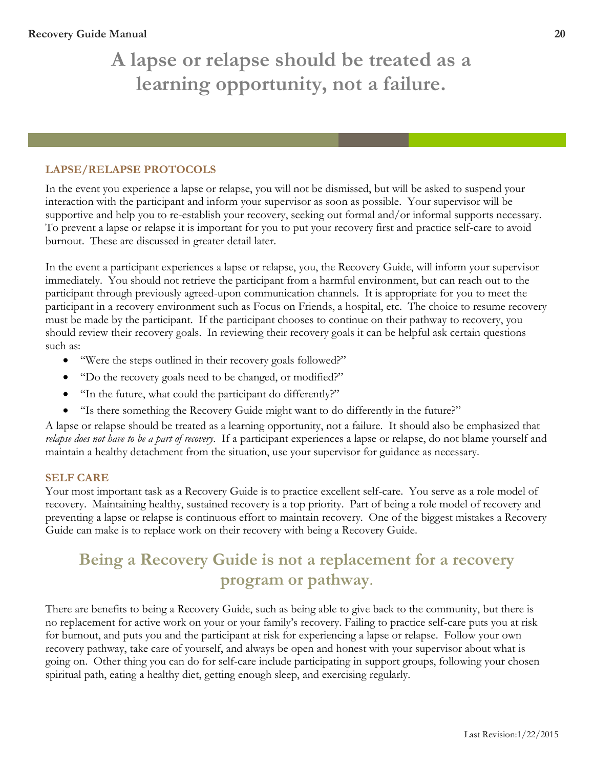**A lapse or relapse should be treated as a learning opportunity, not a failure.**

## LAPSE/RELAPSE PROTOCOLS

In the event you experience a lapse or relapse, you will not be dismissed, but will be asked to suspend your interaction with the participant and inform your supervisor as soon as possible. Your supervisor will be supportive and help you to re-establish your recovery, seeking out formal and/or informal supports necessary. To prevent a lapse or relapse it is important for you to put your recovery first and practice self-care to avoid burnout. These are discussed in greater detail later.

In the event a participant experiences a lapse or relapse, you, the Recovery Guide, will inform your supervisor immediately. You should not retrieve the participant from a harmful environment, but can reach out to the participant through previously agreed-upon communication channels. It is appropriate for you to meet the participant in a recovery environment such as Focus on Friends, a hospital, etc. The choice to resume recovery must be made by the participant. If the participant chooses to continue on their pathway to recovery, you should review their recovery goals. In reviewing their recovery goals it can be helpful ask certain questions such as:

- "Were the steps outlined in their recovery goals followed?"
- "Do the recovery goals need to be changed, or modified?"
- "In the future, what could the participant do differently?"
- "Is there something the Recovery Guide might want to do differently in the future?"

A lapse or relapse should be treated as a learning opportunity, not a failure. It should also be emphasized that *relapse does not have to be a part of recovery*. If a participant experiences a lapse or relapse, do not blame yourself and maintain a healthy detachment from the situation, use your supervisor for guidance as necessary.

## SELF CARE

Your most important task as a Recovery Guide is to practice excellent self-care. You serve as a role model of recovery. Maintaining healthy, sustained recovery is a top priority. Part of being a role model of recovery and preventing a lapse or relapse is continuous effort to maintain recovery. One of the biggest mistakes a Recovery Guide can make is to replace work on their recovery with being a Recovery Guide.

**Being a Recovery Guide is not a replacement for a recovery program or pathway.**

There are benefits to being a Recovery Guide, such as being able to give back to the community, but there is no replacement for active work on your or your family's recovery. Failing to practice self-care puts you at risk for burnout, and puts you and the participant at risk for experiencing a lapse or relapse. Follow your own recovery pathway, take care of yourself, and always be open and honest with your supervisor about what is going on. Other thing you can do for self-care include participating in support groups, following your chosen spiritual path, eating a healthy diet, getting enough sleep, and exercising regularly.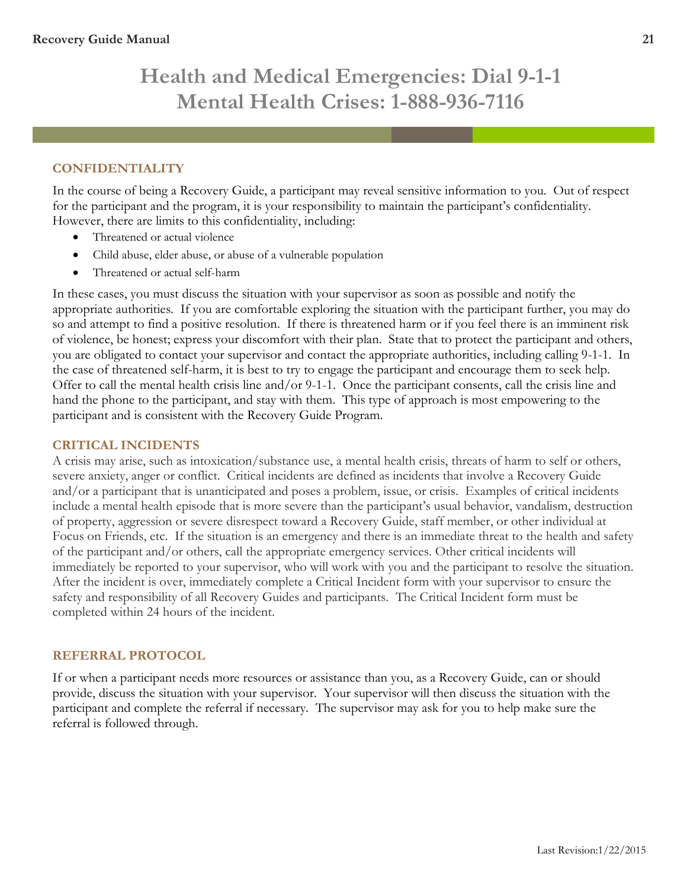# Health and Medical Emergencies: Dial 9-1-1
# Mental Health Crises: 1-888-936-7116

## CONFIDENTIALITY

In the course of being a Recovery Guide, a participant may reveal sensitive information to you. Out of respect for the participant and the program, it is your responsibility to maintain the participant's confidentiality. However, there are limits to this confidentiality, including:

- Threatened or actual violence
- Child abuse, elder abuse, or abuse of a vulnerable population
- Threatened or actual self-harm

In these cases, you must discuss the situation with your supervisor as soon as possible and notify the appropriate authorities. If you are comfortable exploring the situation with the participant further, you may do so and attempt to find a positive resolution. If there is threatened harm or if you feel there is an imminent risk of violence, be honest; express your discomfort with their plan. State that to protect the participant and others, you are obligated to contact your supervisor and contact the appropriate authorities, including calling 9-1-1. In the case of threatened self-harm, it is best to try to engage the participant and encourage them to seek help. Offer to call the mental health crisis line and/or 9-1-1. Once the participant consents, call the crisis line and hand the phone to the participant, and stay with them. This type of approach is most empowering to the participant and is consistent with the Recovery Guide Program.

## CRITICAL INCIDENTS

A crisis may arise, such as intoxication/substance use, a mental health crisis, threats of harm to self or others, severe anxiety, anger or conflict. Critical incidents are defined as incidents that involve a Recovery Guide and/or a participant that is unanticipated and poses a problem, issue, or crisis. Examples of critical incidents include a mental health episode that is more severe than the participant's usual behavior, vandalism, destruction of property, aggression or severe disrespect toward a Recovery Guide, staff member, or other individual at Focus on Friends, etc. If the situation is an emergency and there is an immediate threat to the health and safety of the participant and/or others, call the appropriate emergency services. Other critical incidents will immediately be reported to your supervisor, who will work with you and the participant to resolve the situation. After the incident is over, immediately complete a Critical Incident form with your supervisor to ensure the safety and responsibility of all Recovery Guides and participants. The Critical Incident form must be completed within 24 hours of the incident.

## REFERRAL PROTOCOL

If or when a participant needs more resources or assistance than you, as a Recovery Guide, can or should provide, discuss the situation with your supervisor. Your supervisor will then discuss the situation with the participant and complete the referral if necessary. The supervisor may ask for you to help make sure the referral is followed through.

Last Revision:1/22/2015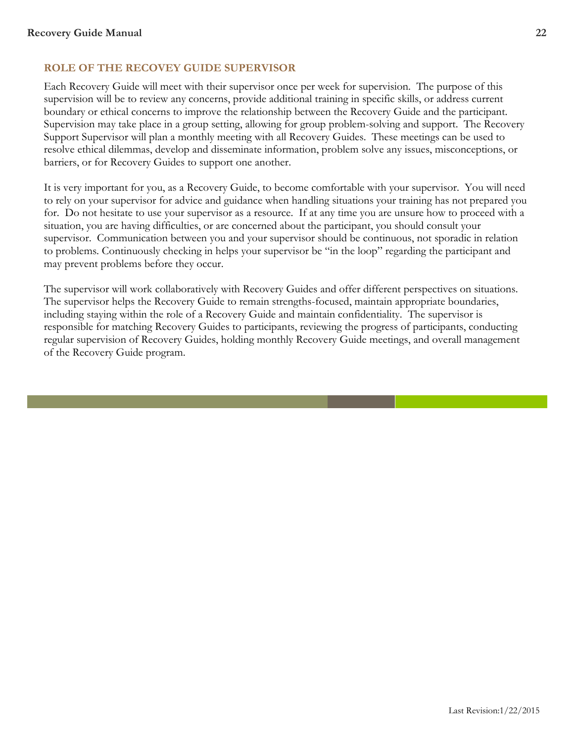## ROLE OF THE RECOVEY GUIDE SUPERVISOR

Each Recovery Guide will meet with their supervisor once per week for supervision. The purpose of this supervision will be to review any concerns, provide additional training in specific skills, or address current boundary or ethical concerns to improve the relationship between the Recovery Guide and the participant. Supervision may take place in a group setting, allowing for group problem-solving and support. The Recovery Support Supervisor will plan a monthly meeting with all Recovery Guides. These meetings can be used to resolve ethical dilemmas, develop and disseminate information, problem solve any issues, misconceptions, or barriers, or for Recovery Guides to support one another.

It is very important for you, as a Recovery Guide, to become comfortable with your supervisor. You will need to rely on your supervisor for advice and guidance when handling situations your training has not prepared you for. Do not hesitate to use your supervisor as a resource. If at any time you are unsure how to proceed with a situation, you are having difficulties, or are concerned about the participant, you should consult your supervisor. Communication between you and your supervisor should be continuous, not sporadic in relation to problems. Continuously checking in helps your supervisor be "in the loop" regarding the participant and may prevent problems before they occur.

The supervisor will work collaboratively with Recovery Guides and offer different perspectives on situations. The supervisor helps the Recovery Guide to remain strengths-focused, maintain appropriate boundaries, including staying within the role of a Recovery Guide and maintain confidentiality. The supervisor is responsible for matching Recovery Guides to participants, reviewing the progress of participants, conducting regular supervision of Recovery Guides, holding monthly Recovery Guide meetings, and overall management of the Recovery Guide program.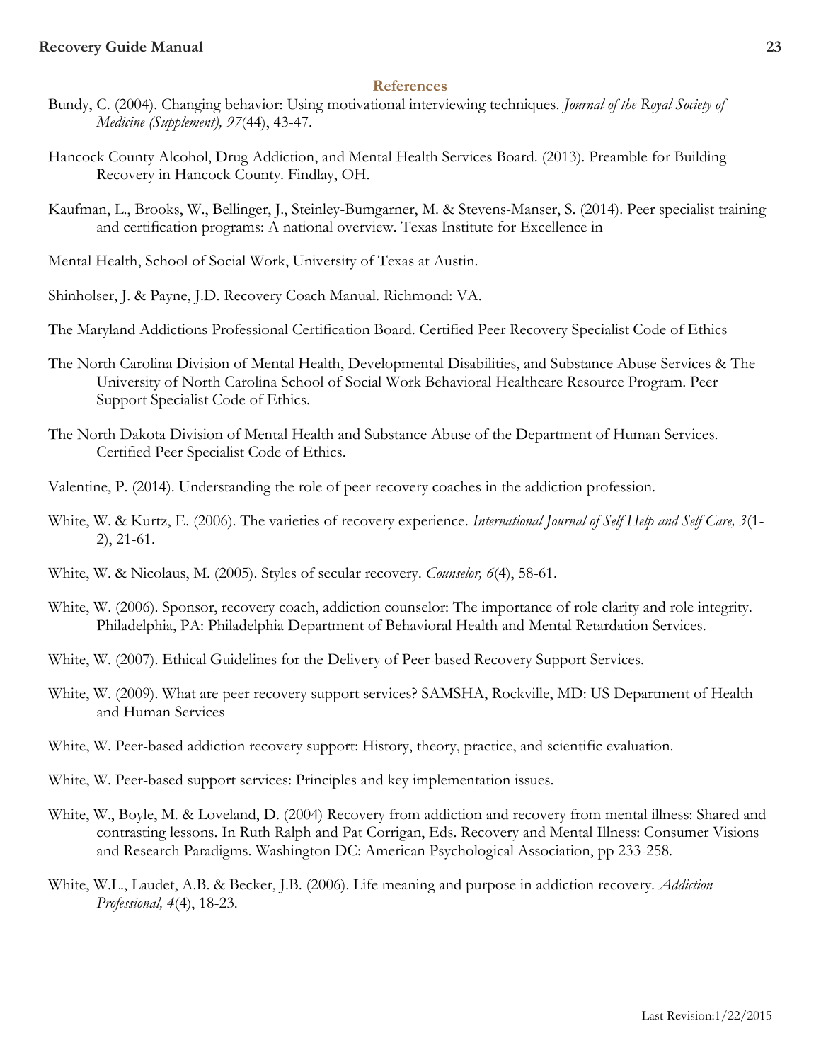## References

Bundy, C. (2004). Changing behavior: Using motivational interviewing techniques. *Journal of the Royal Society of Medicine (Supplement), 97*(44), 43-47.

Hancock County Alcohol, Drug Addiction, and Mental Health Services Board. (2013). Preamble for Building Recovery in Hancock County. Findlay, OH.

Kaufman, L., Brooks, W., Bellinger, J., Steinley-Bumgarner, M. & Stevens-Manser, S. (2014). Peer specialist training and certification programs: A national overview. Texas Institute for Excellence in

Mental Health, School of Social Work, University of Texas at Austin.

Shinholser, J. & Payne, J.D. Recovery Coach Manual. Richmond: VA.

The Maryland Addictions Professional Certification Board. Certified Peer Recovery Specialist Code of Ethics

The North Carolina Division of Mental Health, Developmental Disabilities, and Substance Abuse Services & The University of North Carolina School of Social Work Behavioral Healthcare Resource Program. Peer Support Specialist Code of Ethics.

The North Dakota Division of Mental Health and Substance Abuse of the Department of Human Services. Certified Peer Specialist Code of Ethics.

Valentine, P. (2014). Understanding the role of peer recovery coaches in the addiction profession.

White, W. & Kurtz, E. (2006). The varieties of recovery experience. *International Journal of Self Help and Self Care, 3*(1-2), 21-61.

White, W. & Nicolaus, M. (2005). Styles of secular recovery. *Counselor, 6*(4), 58-61.

White, W. (2006). Sponsor, recovery coach, addiction counselor: The importance of role clarity and role integrity. Philadelphia, PA: Philadelphia Department of Behavioral Health and Mental Retardation Services.

White, W. (2007). Ethical Guidelines for the Delivery of Peer-based Recovery Support Services.

White, W. (2009). What are peer recovery support services? SAMSHA, Rockville, MD: US Department of Health and Human Services

White, W. Peer-based addiction recovery support: History, theory, practice, and scientific evaluation.

White, W. Peer-based support services: Principles and key implementation issues.

White, W., Boyle, M. & Loveland, D. (2004) Recovery from addiction and recovery from mental illness: Shared and contrasting lessons. In Ruth Ralph and Pat Corrigan, Eds. Recovery and Mental Illness: Consumer Visions and Research Paradigms. Washington DC: American Psychological Association, pp 233-258.

White, W.L., Laudet, A.B. & Becker, J.B. (2006). Life meaning and purpose in addiction recovery. *Addiction Professional, 4*(4), 18-23.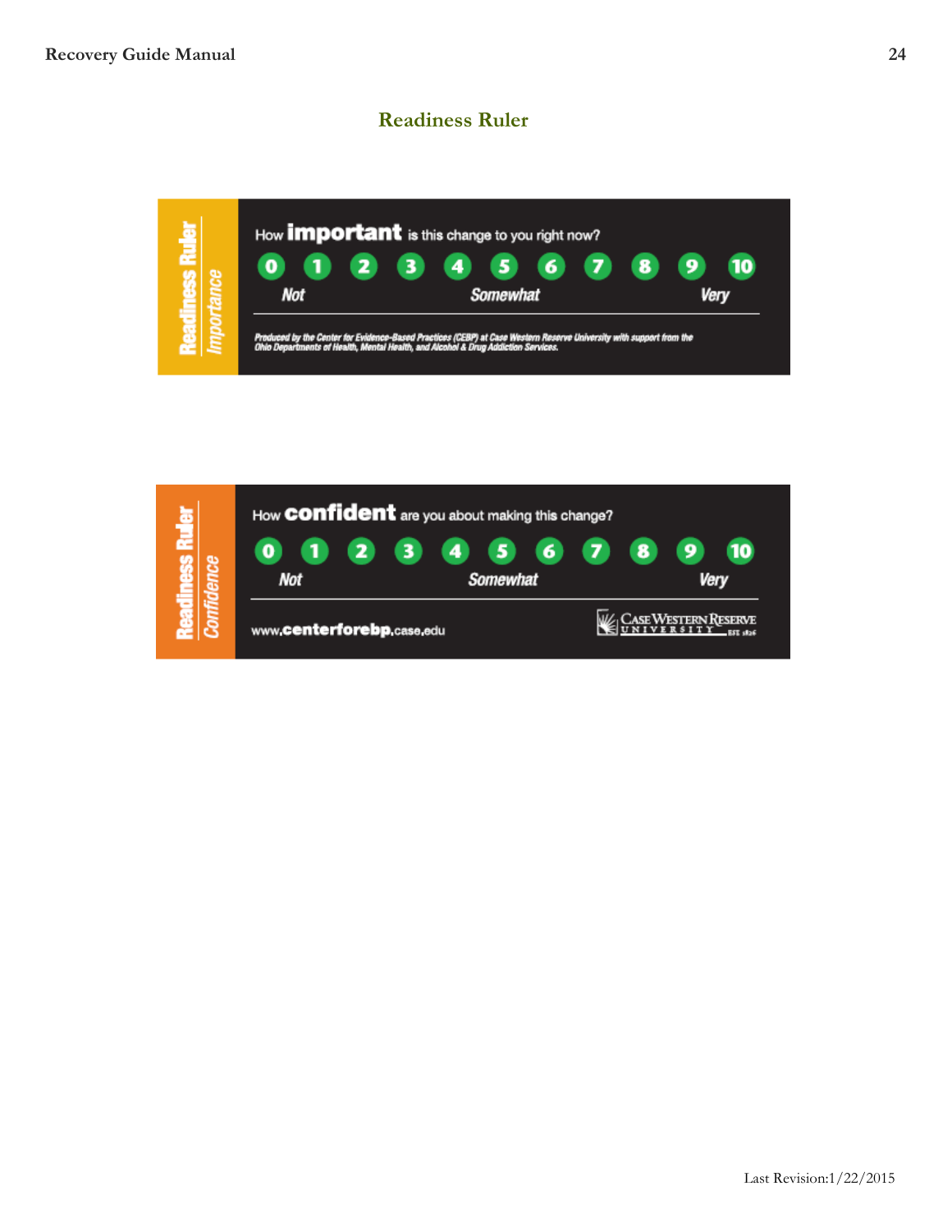## Readiness Ruler

**Readiness Ruler** *Importance*

How **important** is this change to you right now?

0 1 2 3 4 5 6 7 8 9 10

*Not* *Somewhat* *Very*

*Produced by the Center for Evidence-Based Practices (CEBP) at Case Western Reserve University with support from the Ohio Departments of Health, Mental Health, and Alcohol & Drug Addiction Services.*

**Readiness Ruler** *Confidence*

How **confident** are you about making this change?

0 1 2 3 4 5 6 7 8 9 10

*Not* *Somewhat* *Very*

www.**centerforebp**.case.edu

Case Western Reserve University EST. 1826

Last Revision:1/22/2015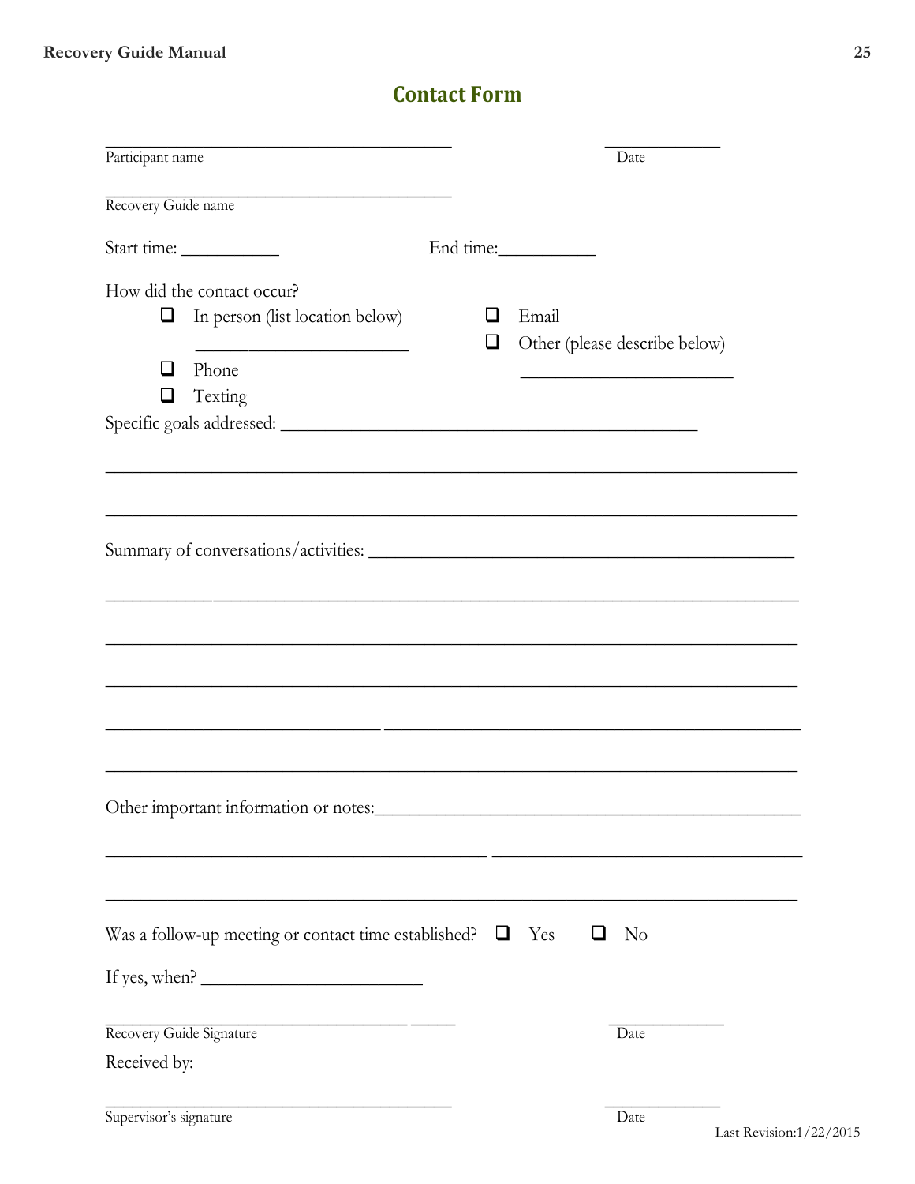## Contact Form

\_\_\_\_\_\_\_\_\_\_\_\_\_\_\_\_\_\_\_\_\_\_\_\_\_\_\_\_\_\_\_\_\_\_\_\_\_\_ \_\_\_\_\_\_\_\_\_\_\_\_\_

Participant name Date

\_\_\_\_\_\_\_\_\_\_\_\_\_\_\_\_\_\_\_\_\_\_\_\_\_\_\_\_\_\_\_\_\_\_\_\_\_\_

Recovery Guide name

Start time: \_\_\_\_\_\_\_\_\_\_\_ End time:\_\_\_\_\_\_\_\_\_\_\_

How did the contact occur?

- ❑ In person (list location below)
  \_\_\_\_\_\_\_\_\_\_\_\_\_\_\_\_\_\_\_\_\_\_\_\_
- ❑ Phone
- ❑ Texting
- ❑ Email
- ❑ Other (please describe below)
  \_\_\_\_\_\_\_\_\_\_\_\_\_\_\_\_\_\_\_\_\_\_\_\_

Specific goals addressed: \_\_\_\_\_\_\_\_\_\_\_\_\_\_\_\_\_\_\_\_\_\_\_\_\_\_\_\_\_\_\_\_\_\_\_\_\_\_\_\_\_\_\_\_\_\_\_

\_\_\_\_\_\_\_\_\_\_\_\_\_\_\_\_\_\_\_\_\_\_\_\_\_\_\_\_\_\_\_\_\_\_\_\_\_\_\_\_\_\_\_\_\_\_\_\_\_\_\_\_\_\_\_\_\_\_\_\_\_\_\_\_\_\_\_\_\_\_\_\_\_\_\_\_

\_\_\_\_\_\_\_\_\_\_\_\_\_\_\_\_\_\_\_\_\_\_\_\_\_\_\_\_\_\_\_\_\_\_\_\_\_\_\_\_\_\_\_\_\_\_\_\_\_\_\_\_\_\_\_\_\_\_\_\_\_\_\_\_\_\_\_\_\_\_\_\_\_\_\_\_

Summary of conversations/activities: \_\_\_\_\_\_\_\_\_\_\_\_\_\_\_\_\_\_\_\_\_\_\_\_\_\_\_\_\_\_\_\_\_\_\_\_\_\_\_\_\_\_\_\_\_\_\_

\_\_\_\_\_\_\_\_\_\_\_\_\_\_\_\_\_\_\_\_\_\_\_\_\_\_\_\_\_\_\_\_\_\_\_\_\_\_\_\_\_\_\_\_\_\_\_\_\_\_\_\_\_\_\_\_\_\_\_\_\_\_\_\_\_\_\_\_\_\_\_\_\_\_\_\_

\_\_\_\_\_\_\_\_\_\_\_\_\_\_\_\_\_\_\_\_\_\_\_\_\_\_\_\_\_\_\_\_\_\_\_\_\_\_\_\_\_\_\_\_\_\_\_\_\_\_\_\_\_\_\_\_\_\_\_\_\_\_\_\_\_\_\_\_\_\_\_\_\_\_\_\_

\_\_\_\_\_\_\_\_\_\_\_\_\_\_\_\_\_\_\_\_\_\_\_\_\_\_\_\_\_\_\_\_\_\_\_\_\_\_\_\_\_\_\_\_\_\_\_\_\_\_\_\_\_\_\_\_\_\_\_\_\_\_\_\_\_\_\_\_\_\_\_\_\_\_\_\_

\_\_\_\_\_\_\_\_\_\_\_\_\_\_\_\_\_\_\_\_\_\_\_\_\_\_\_\_\_\_\_\_\_\_\_\_\_\_\_\_\_\_\_\_\_\_\_\_\_\_\_\_\_\_\_\_\_\_\_\_\_\_\_\_\_\_\_\_\_\_\_\_\_\_\_\_

\_\_\_\_\_\_\_\_\_\_\_\_\_\_\_\_\_\_\_\_\_\_\_\_\_\_\_\_\_\_\_\_\_\_\_\_\_\_\_\_\_\_\_\_\_\_\_\_\_\_\_\_\_\_\_\_\_\_\_\_\_\_\_\_\_\_\_\_\_\_\_\_\_\_\_\_

Other important information or notes:\_\_\_\_\_\_\_\_\_\_\_\_\_\_\_\_\_\_\_\_\_\_\_\_\_\_\_\_\_\_\_\_\_\_\_\_\_\_\_\_\_\_\_\_\_\_\_

\_\_\_\_\_\_\_\_\_\_\_\_\_\_\_\_\_\_\_\_\_\_\_\_\_\_\_\_\_\_\_\_\_\_\_\_\_\_\_\_\_\_\_\_\_\_\_\_\_\_\_\_\_\_\_\_\_\_\_\_\_\_\_\_\_\_\_\_\_\_\_\_\_\_\_\_

\_\_\_\_\_\_\_\_\_\_\_\_\_\_\_\_\_\_\_\_\_\_\_\_\_\_\_\_\_\_\_\_\_\_\_\_\_\_\_\_\_\_\_\_\_\_\_\_\_\_\_\_\_\_\_\_\_\_\_\_\_\_\_\_\_\_\_\_\_\_\_\_\_\_\_\_

Was a follow-up meeting or contact time established? ❑ Yes ❑ No

If yes, when? \_\_\_\_\_\_\_\_\_\_\_\_\_\_\_\_\_\_\_\_\_\_\_\_\_

\_\_\_\_\_\_\_\_\_\_\_\_\_\_\_\_\_\_\_\_\_\_\_\_\_\_\_\_\_\_\_\_\_\_\_\_\_\_\_\_ \_\_\_\_\_\_\_\_\_\_\_\_\_

Recovery Guide Signature Date

Received by:

\_\_\_\_\_\_\_\_\_\_\_\_\_\_\_\_\_\_\_\_\_\_\_\_\_\_\_\_\_\_\_\_\_\_\_\_\_\_ \_\_\_\_\_\_\_\_\_\_\_\_\_

Supervisor's signature Date

Last Revision:1/22/2015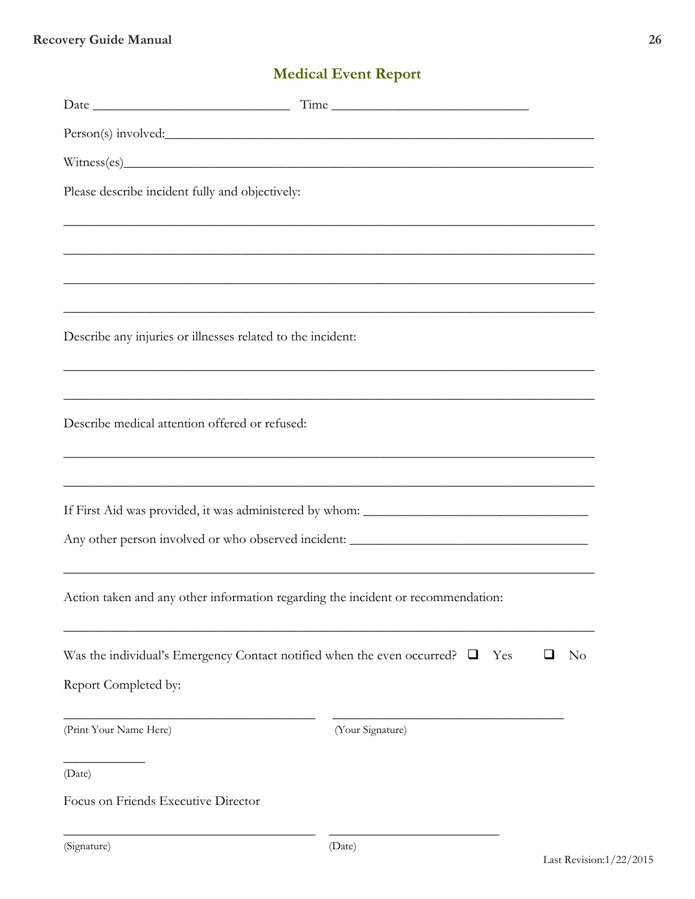## Medical Event Report

Date ______________________________ Time ______________________________

Person(s) involved:_______________________________________________________________

Witness(es)_____________________________________________________________________

Please describe incident fully and objectively:

________________________________________________________________________________

________________________________________________________________________________

________________________________________________________________________________

________________________________________________________________________________

Describe any injuries or illnesses related to the incident:

________________________________________________________________________________

________________________________________________________________________________

Describe medical attention offered or refused:

________________________________________________________________________________

________________________________________________________________________________

If First Aid was provided, it was administered by whom: _______________________________

Any other person involved or who observed incident: _________________________________

________________________________________________________________________________

Action taken and any other information regarding the incident or recommendation:

________________________________________________________________________________

Was the individual's Emergency Contact notified when the even occurred? ❑ Yes ❑ No

Report Completed by:

_______________________________________ _____________________________________

(Print Your Name Here) (Your Signature)

____________

(Date)

Focus on Friends Executive Director

_______________________________________ __________________________

(Signature) (Date)

Last Revision:1/22/2015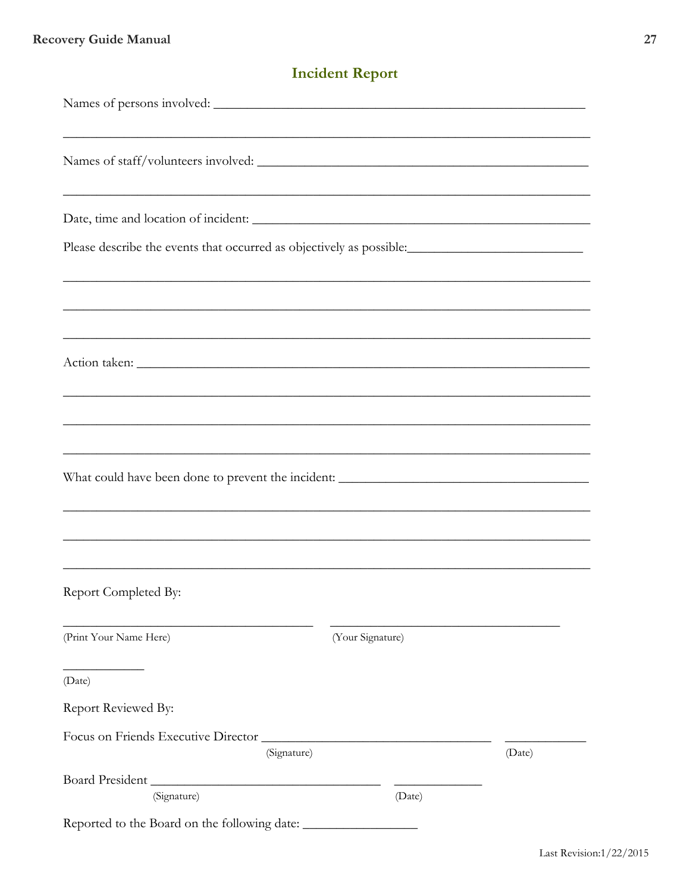## Incident Report

Names of persons involved: ________________________________________________________

______________________________________________________________________________

Names of staff/volunteers involved: _____________________________________________

______________________________________________________________________________

Date, time and location of incident: ____________________________________________

Please describe the events that occurred as objectively as possible:___________________________

______________________________________________________________________________

______________________________________________________________________________

______________________________________________________________________________

Action taken: _____________________________________________________________________

______________________________________________________________________________

______________________________________________________________________________

______________________________________________________________________________

What could have been done to prevent the incident: _________________________________

______________________________________________________________________________

______________________________________________________________________________

______________________________________________________________________________

Report Completed By:

_____________________________________ _________________________________

(Print Your Name Here) (Your Signature)

____________

(Date)

Report Reviewed By:

Focus on Friends Executive Director _________________________________ ____________

(Signature) (Date)

Board President _________________________________ ____________

(Signature) (Date)

Reported to the Board on the following date: _________________

Last Revision:1/22/2015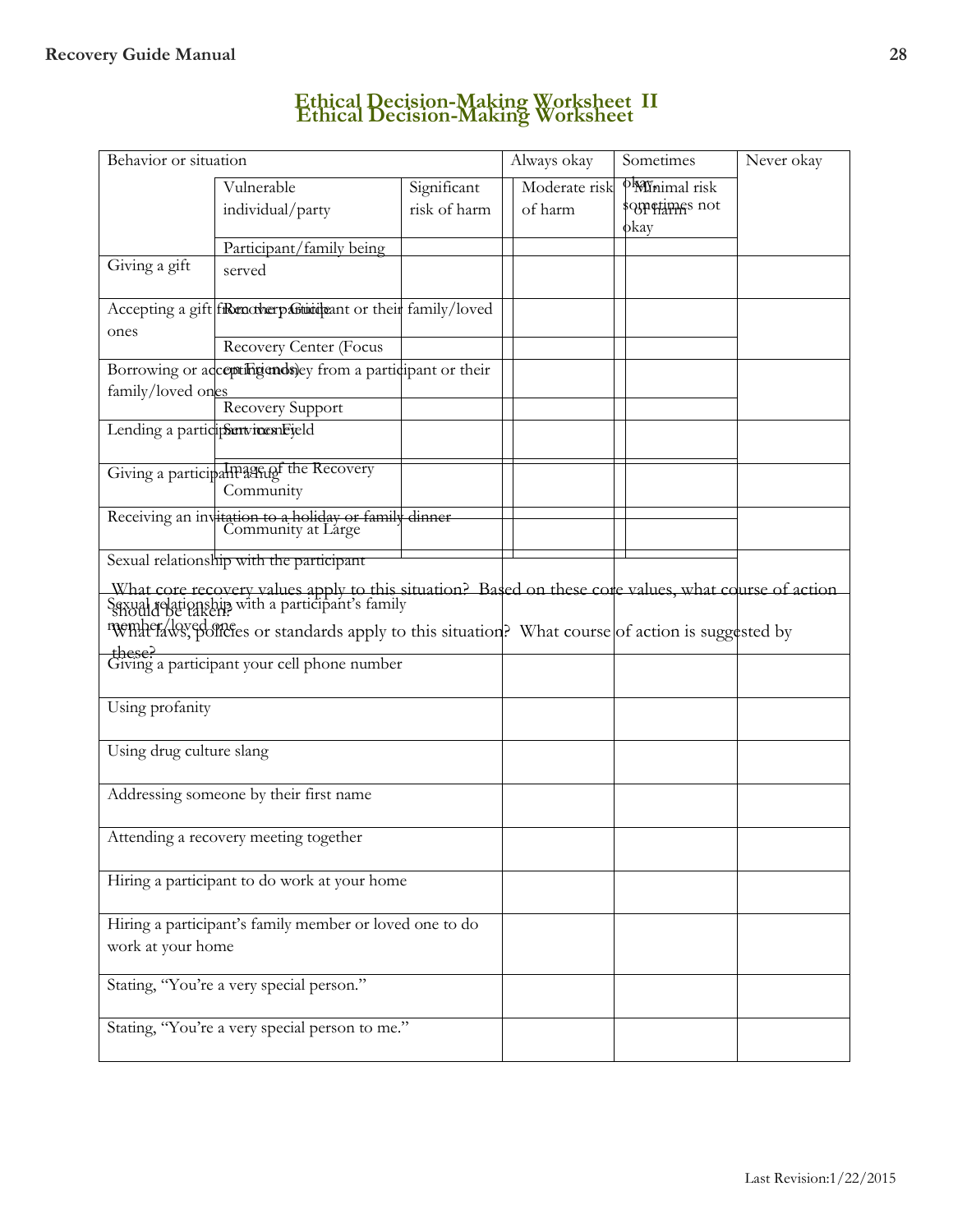# Ethical Decision-Making Worksheet II

| Vulnerable individual/party | Significant risk of harm | Moderate risk of harm | Minimal risk of harm |
|---|---|---|---|
| Participant/family being served | | | |
| Recovery Guide | | | |
| Recovery Center (Focus on Friends) | | | |
| Recovery Support Services Field | | | |
| Image of the Recovery Community | | | |
| Community at Large | | | |

What core recovery values apply to this situation? Based on these core values, what course of action should be taken?

What laws, policies or standards apply to this situation? What course of action is suggested by these?

# Ethical Decision-Making Worksheet

| Behavior or situation | Always okay | Sometimes okay, sometimes not okay | Never okay |
|---|---|---|---|
| Giving a gift | | | |
| Accepting a gift from the participant or their family/loved ones | | | |
| Borrowing or accepting money from a participant or their family/loved ones | | | |
| Lending a participant money | | | |
| Giving a participant a hug | | | |
| Receiving an invitation to a holiday or family dinner | | | |
| Sexual relationship with the participant | | | |
| Sexual relationship with a participant's family member/loved one | | | |
| Giving a participant your cell phone number | | | |
| Using profanity | | | |
| Using drug culture slang | | | |
| Addressing someone by their first name | | | |
| Attending a recovery meeting together | | | |
| Hiring a participant to do work at your home | | | |
| Hiring a participant's family member or loved one to do work at your home | | | |
| Stating, "You're a very special person." | | | |
| Stating, "You're a very special person to me." | | | |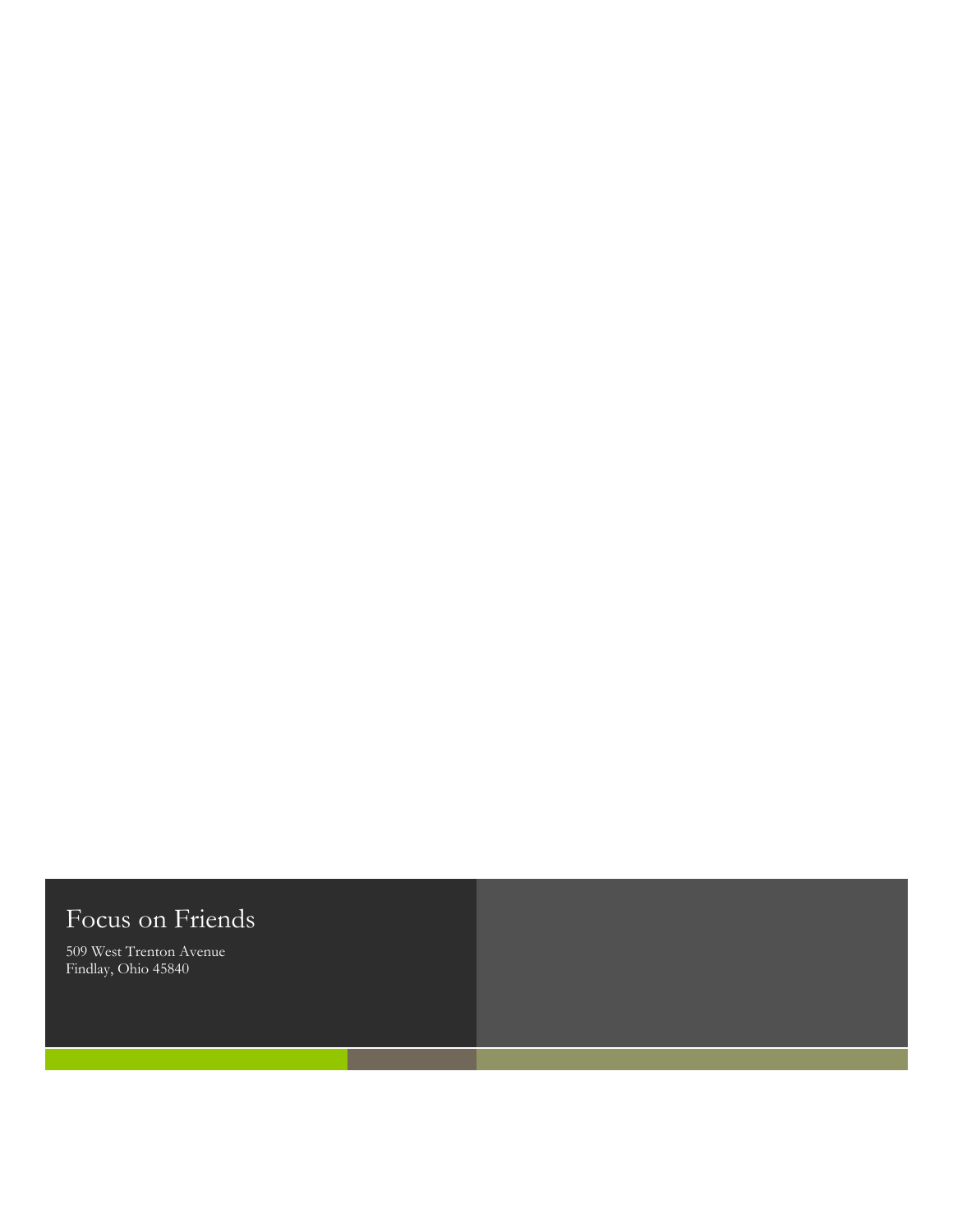Focus on Friends

509 West Trenton Avenue
Findlay, Ohio 45840